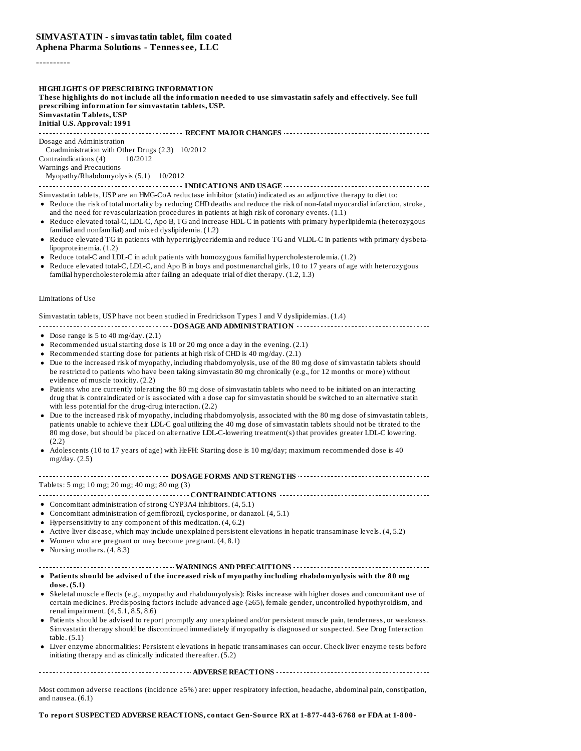**SIMVASTATIN - simvastatin tablet, film coated**
**Aphena Pharma Solutions - Tennessee, LLC**

----------

**HIGHLIGHTS OF PRESCRIBING INFORMATION**
**These highlights do not include all the information needed to use simvastatin safely and effectively. See full prescribing information for simvastatin tablets, USP.**
**Simvastatin Tablets, USP**
**Initial U.S. Approval: 1991**

**RECENT MAJOR CHANGES**

Dosage and Administration
  Coadministration with Other Drugs (2.3)  10/2012
Contraindications (4)  10/2012
Warnings and Precautions
  Myopathy/Rhabdomyolysis (5.1)  10/2012

**INDICATIONS AND USAGE**

Simvastatin tablets, USP are an HMG-CoA reductase inhibitor (statin) indicated as an adjunctive therapy to diet to:

- Reduce the risk of total mortality by reducing CHD deaths and reduce the risk of non-fatal myocardial infarction, stroke, and the need for revascularization procedures in patients at high risk of coronary events. (1.1)
- Reduce elevated total-C, LDL-C, Apo B, TG and increase HDL-C in patients with primary hyperlipidemia (heterozygous familial and nonfamilial) and mixed dyslipidemia. (1.2)
- Reduce elevated TG in patients with hypertriglyceridemia and reduce TG and VLDL-C in patients with primary dysbeta-lipoproteinemia. (1.2)
- Reduce total-C and LDL-C in adult patients with homozygous familial hypercholesterolemia. (1.2)
- Reduce elevated total-C, LDL-C, and Apo B in boys and postmenarchal girls, 10 to 17 years of age with heterozygous familial hypercholesterolemia after failing an adequate trial of diet therapy. (1.2, 1.3)

Limitations of Use

Simvastatin tablets, USP have not been studied in Fredrickson Types I and V dyslipidemias. (1.4)

**DOSAGE AND ADMINISTRATION**

- Dose range is 5 to 40 mg/day. (2.1)
- Recommended usual starting dose is 10 or 20 mg once a day in the evening. (2.1)
- Recommended starting dose for patients at high risk of CHD is 40 mg/day. (2.1)
- Due to the increased risk of myopathy, including rhabdomyolysis, use of the 80 mg dose of simvastatin tablets should be restricted to patients who have been taking simvastatin 80 mg chronically (e.g., for 12 months or more) without evidence of muscle toxicity. (2.2)
- Patients who are currently tolerating the 80 mg dose of simvastatin tablets who need to be initiated on an interacting drug that is contraindicated or is associated with a dose cap for simvastatin should be switched to an alternative statin with less potential for the drug-drug interaction. (2.2)
- Due to the increased risk of myopathy, including rhabdomyolysis, associated with the 80 mg dose of simvastatin tablets, patients unable to achieve their LDL-C goal utilizing the 40 mg dose of simvastatin tablets should not be titrated to the 80 mg dose, but should be placed on alternative LDL-C-lowering treatment(s) that provides greater LDL-C lowering. (2.2)
- Adolescents (10 to 17 years of age) with HeFH: Starting dose is 10 mg/day; maximum recommended dose is 40 mg/day. (2.5)

**DOSAGE FORMS AND STRENGTHS**

Tablets: 5 mg; 10 mg; 20 mg; 40 mg; 80 mg (3)

**CONTRAINDICATIONS**

- Concomitant administration of strong CYP3A4 inhibitors. (4, 5.1)
- Concomitant administration of gemfibrozil, cyclosporine, or danazol. (4, 5.1)
- Hypersensitivity to any component of this medication. (4, 6.2)
- Active liver disease, which may include unexplained persistent elevations in hepatic transaminase levels. (4, 5.2)
- Women who are pregnant or may become pregnant. (4, 8.1)
- Nursing mothers. (4, 8.3)

**WARNINGS AND PRECAUTIONS**

- **Patients should be advised of the increased risk of myopathy including rhabdomyolysis with the 80 mg dose. (5.1)**
- Skeletal muscle effects (e.g., myopathy and rhabdomyolysis): Risks increase with higher doses and concomitant use of certain medicines. Predisposing factors include advanced age (≥65), female gender, uncontrolled hypothyroidism, and renal impairment. (4, 5.1, 8.5, 8.6)
- Patients should be advised to report promptly any unexplained and/or persistent muscle pain, tenderness, or weakness. Simvastatin therapy should be discontinued immediately if myopathy is diagnosed or suspected. See Drug Interaction table. (5.1)
- Liver enzyme abnormalities: Persistent elevations in hepatic transaminases can occur. Check liver enzyme tests before initiating therapy and as clinically indicated thereafter. (5.2)

**ADVERSE REACTIONS**

Most common adverse reactions (incidence ≥5%) are: upper respiratory infection, headache, abdominal pain, constipation, and nausea. (6.1)

**To report SUSPECTED ADVERSE REACTIONS, contact Gen-Source RX at 1-877-443-6768 or FDA at 1-800-**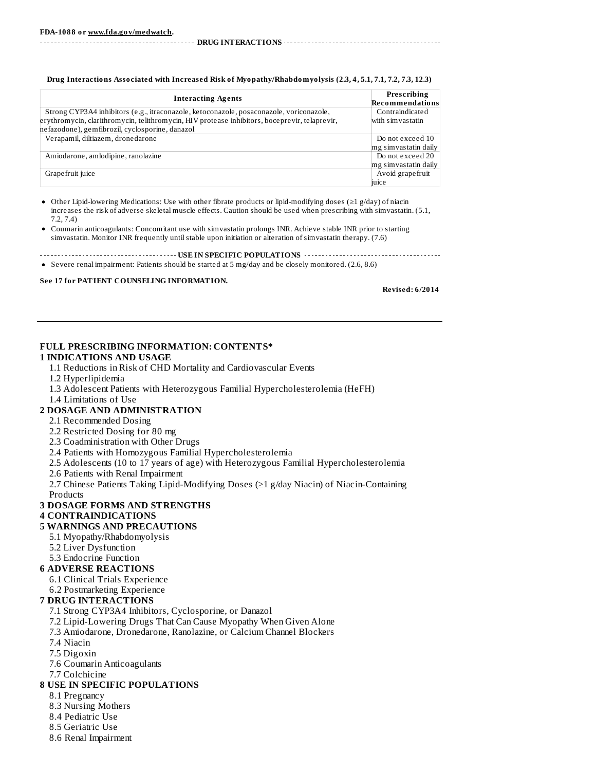FDA-1088 or www.fda.gov/medwatch.

## DRUG INTERACTIONS

**Drug Interactions Associated with Increased Risk of Myopathy/Rhabdomyolysis (2.3, 4, 5.1, 7.1, 7.2, 7.3, 12.3)**

| Interacting Agents | Prescribing Recommendations |
|---|---|
| Strong CYP3A4 inhibitors (e.g., itraconazole, ketoconazole, posaconazole, voriconazole, erythromycin, clarithromycin, telithromycin, HIV protease inhibitors, boceprevir, telaprevir, nefazodone), gemfibrozil, cyclosporine, danazol | Contraindicated with simvastatin |
| Verapamil, diltiazem, dronedarone | Do not exceed 10 mg simvastatin daily |
| Amiodarone, amlodipine, ranolazine | Do not exceed 20 mg simvastatin daily |
| Grapefruit juice | Avoid grapefruit juice |

- Other Lipid-lowering Medications: Use with other fibrate products or lipid-modifying doses (≥1 g/day) of niacin increases the risk of adverse skeletal muscle effects. Caution should be used when prescribing with simvastatin. (5.1, 7.2, 7.4)
- Coumarin anticoagulants: Concomitant use with simvastatin prolongs INR. Achieve stable INR prior to starting simvastatin. Monitor INR frequently until stable upon initiation or alteration of simvastatin therapy. (7.6)

## USE IN SPECIFIC POPULATIONS

- Severe renal impairment: Patients should be started at 5 mg/day and be closely monitored. (2.6, 8.6)

**See 17 for PATIENT COUNSELING INFORMATION.**

**Revised: 6/2014**

---

## FULL PRESCRIBING INFORMATION: CONTENTS*

**1 INDICATIONS AND USAGE**
- 1.1 Reductions in Risk of CHD Mortality and Cardiovascular Events
- 1.2 Hyperlipidemia
- 1.3 Adolescent Patients with Heterozygous Familial Hypercholesterolemia (HeFH)
- 1.4 Limitations of Use

**2 DOSAGE AND ADMINISTRATION**
- 2.1 Recommended Dosing
- 2.2 Restricted Dosing for 80 mg
- 2.3 Coadministration with Other Drugs
- 2.4 Patients with Homozygous Familial Hypercholesterolemia
- 2.5 Adolescents (10 to 17 years of age) with Heterozygous Familial Hypercholesterolemia
- 2.6 Patients with Renal Impairment
- 2.7 Chinese Patients Taking Lipid-Modifying Doses (≥1 g/day Niacin) of Niacin-Containing Products

**3 DOSAGE FORMS AND STRENGTHS**

**4 CONTRAINDICATIONS**

**5 WARNINGS AND PRECAUTIONS**
- 5.1 Myopathy/Rhabdomyolysis
- 5.2 Liver Dysfunction
- 5.3 Endocrine Function

**6 ADVERSE REACTIONS**
- 6.1 Clinical Trials Experience
- 6.2 Postmarketing Experience

**7 DRUG INTERACTIONS**
- 7.1 Strong CYP3A4 Inhibitors, Cyclosporine, or Danazol
- 7.2 Lipid-Lowering Drugs That Can Cause Myopathy When Given Alone
- 7.3 Amiodarone, Dronedarone, Ranolazine, or Calcium Channel Blockers
- 7.4 Niacin
- 7.5 Digoxin
- 7.6 Coumarin Anticoagulants
- 7.7 Colchicine

**8 USE IN SPECIFIC POPULATIONS**
- 8.1 Pregnancy
- 8.3 Nursing Mothers
- 8.4 Pediatric Use
- 8.5 Geriatric Use
- 8.6 Renal Impairment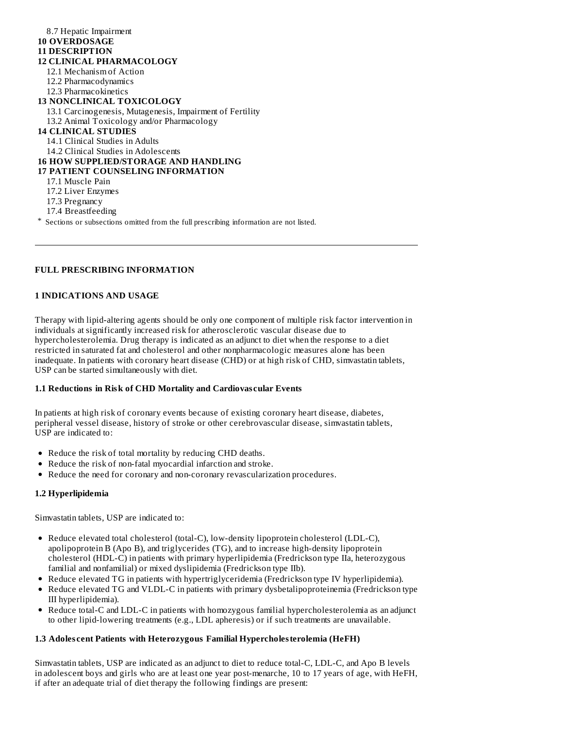8.7 Hepatic Impairment

**10 OVERDOSAGE**

**11 DESCRIPTION**

**12 CLINICAL PHARMACOLOGY**

12.1 Mechanism of Action

12.2 Pharmacodynamics

12.3 Pharmacokinetics

**13 NONCLINICAL TOXICOLOGY**

13.1 Carcinogenesis, Mutagenesis, Impairment of Fertility

13.2 Animal Toxicology and/or Pharmacology

**14 CLINICAL STUDIES**

14.1 Clinical Studies in Adults

14.2 Clinical Studies in Adolescents

**16 HOW SUPPLIED/STORAGE AND HANDLING**

**17 PATIENT COUNSELING INFORMATION**

17.1 Muscle Pain

17.2 Liver Enzymes

17.3 Pregnancy

17.4 Breastfeeding

\* Sections or subsections omitted from the full prescribing information are not listed.

---

## FULL PRESCRIBING INFORMATION

## 1 INDICATIONS AND USAGE

Therapy with lipid-altering agents should be only one component of multiple risk factor intervention in individuals at significantly increased risk for atherosclerotic vascular disease due to hypercholesterolemia. Drug therapy is indicated as an adjunct to diet when the response to a diet restricted in saturated fat and cholesterol and other nonpharmacologic measures alone has been inadequate. In patients with coronary heart disease (CHD) or at high risk of CHD, simvastatin tablets, USP can be started simultaneously with diet.

### 1.1 Reductions in Risk of CHD Mortality and Cardiovascular Events

In patients at high risk of coronary events because of existing coronary heart disease, diabetes, peripheral vessel disease, history of stroke or other cerebrovascular disease, simvastatin tablets, USP are indicated to:

- Reduce the risk of total mortality by reducing CHD deaths.
- Reduce the risk of non-fatal myocardial infarction and stroke.
- Reduce the need for coronary and non-coronary revascularization procedures.

### 1.2 Hyperlipidemia

Simvastatin tablets, USP are indicated to:

- Reduce elevated total cholesterol (total-C), low-density lipoprotein cholesterol (LDL-C), apolipoprotein B (Apo B), and triglycerides (TG), and to increase high-density lipoprotein cholesterol (HDL-C) in patients with primary hyperlipidemia (Fredrickson type IIa, heterozygous familial and nonfamilial) or mixed dyslipidemia (Fredrickson type IIb).
- Reduce elevated TG in patients with hypertriglyceridemia (Fredrickson type IV hyperlipidemia).
- Reduce elevated TG and VLDL-C in patients with primary dysbetalipoproteinemia (Fredrickson type III hyperlipidemia).
- Reduce total-C and LDL-C in patients with homozygous familial hypercholesterolemia as an adjunct to other lipid-lowering treatments (e.g., LDL apheresis) or if such treatments are unavailable.

### 1.3 Adolescent Patients with Heterozygous Familial Hypercholesterolemia (HeFH)

Simvastatin tablets, USP are indicated as an adjunct to diet to reduce total-C, LDL-C, and Apo B levels in adolescent boys and girls who are at least one year post-menarche, 10 to 17 years of age, with HeFH, if after an adequate trial of diet therapy the following findings are present: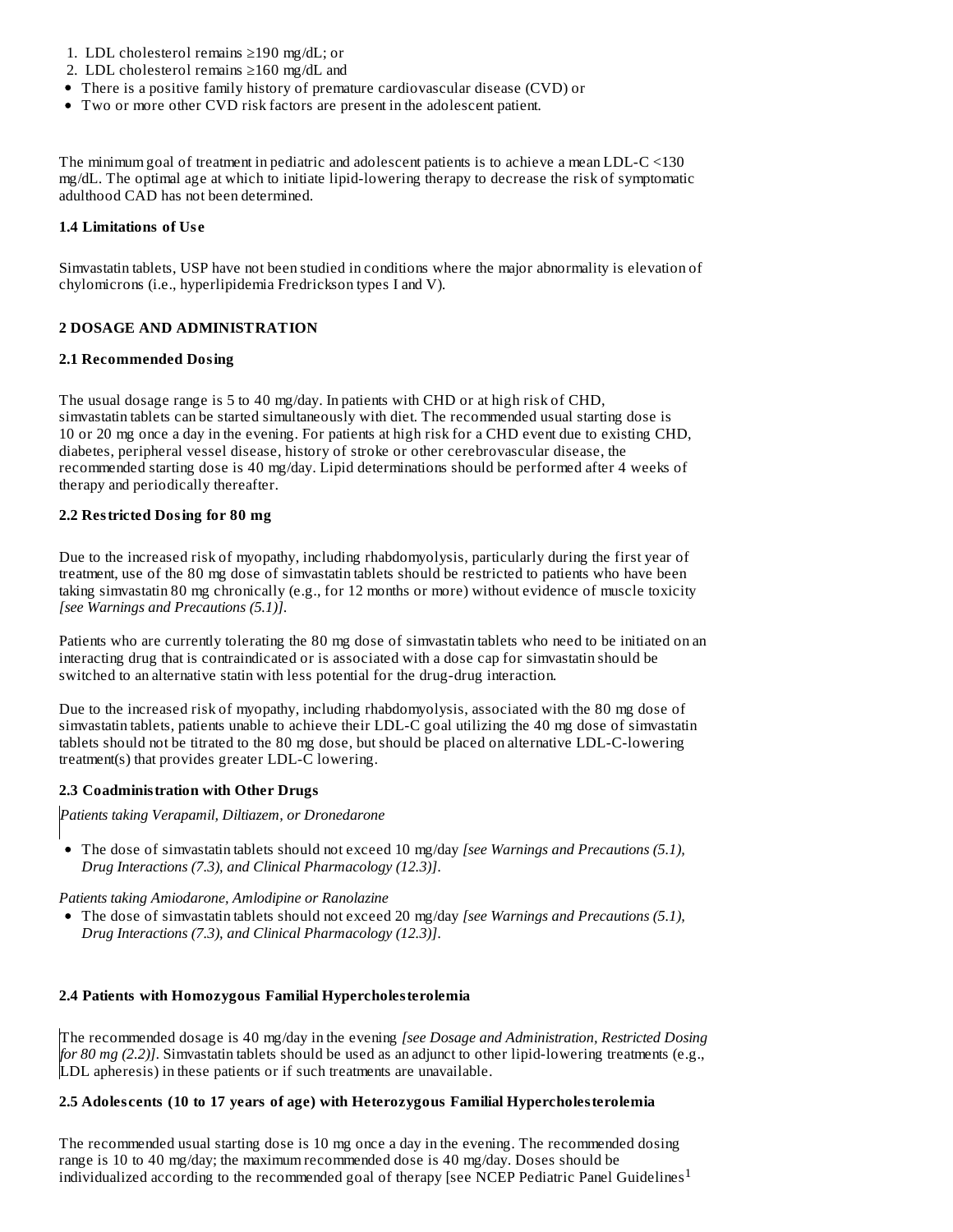1. LDL cholesterol remains ≥190 mg/dL; or
2. LDL cholesterol remains ≥160 mg/dL and

- There is a positive family history of premature cardiovascular disease (CVD) or
- Two or more other CVD risk factors are present in the adolescent patient.

The minimum goal of treatment in pediatric and adolescent patients is to achieve a mean LDL-C <130 mg/dL. The optimal age at which to initiate lipid-lowering therapy to decrease the risk of symptomatic adulthood CAD has not been determined.

### 1.4 Limitations of Use

Simvastatin tablets, USP have not been studied in conditions where the major abnormality is elevation of chylomicrons (i.e., hyperlipidemia Fredrickson types I and V).

## 2 DOSAGE AND ADMINISTRATION

### 2.1 Recommended Dosing

The usual dosage range is 5 to 40 mg/day. In patients with CHD or at high risk of CHD, simvastatin tablets can be started simultaneously with diet. The recommended usual starting dose is 10 or 20 mg once a day in the evening. For patients at high risk for a CHD event due to existing CHD, diabetes, peripheral vessel disease, history of stroke or other cerebrovascular disease, the recommended starting dose is 40 mg/day. Lipid determinations should be performed after 4 weeks of therapy and periodically thereafter.

### 2.2 Restricted Dosing for 80 mg

Due to the increased risk of myopathy, including rhabdomyolysis, particularly during the first year of treatment, use of the 80 mg dose of simvastatin tablets should be restricted to patients who have been taking simvastatin 80 mg chronically (e.g., for 12 months or more) without evidence of muscle toxicity *[see Warnings and Precautions (5.1)]*.

Patients who are currently tolerating the 80 mg dose of simvastatin tablets who need to be initiated on an interacting drug that is contraindicated or is associated with a dose cap for simvastatin should be switched to an alternative statin with less potential for the drug-drug interaction.

Due to the increased risk of myopathy, including rhabdomyolysis, associated with the 80 mg dose of simvastatin tablets, patients unable to achieve their LDL-C goal utilizing the 40 mg dose of simvastatin tablets should not be titrated to the 80 mg dose, but should be placed on alternative LDL-C-lowering treatment(s) that provides greater LDL-C lowering.

### 2.3 Coadministration with Other Drugs

*Patients taking Verapamil, Diltiazem, or Dronedarone*

- The dose of simvastatin tablets should not exceed 10 mg/day *[see Warnings and Precautions (5.1), Drug Interactions (7.3), and Clinical Pharmacology (12.3)]*.

*Patients taking Amiodarone, Amlodipine or Ranolazine*

- The dose of simvastatin tablets should not exceed 20 mg/day *[see Warnings and Precautions (5.1), Drug Interactions (7.3), and Clinical Pharmacology (12.3)]*.

### 2.4 Patients with Homozygous Familial Hypercholesterolemia

The recommended dosage is 40 mg/day in the evening *[see Dosage and Administration, Restricted Dosing for 80 mg (2.2)]*. Simvastatin tablets should be used as an adjunct to other lipid-lowering treatments (e.g., LDL apheresis) in these patients or if such treatments are unavailable.

### 2.5 Adolescents (10 to 17 years of age) with Heterozygous Familial Hypercholesterolemia

The recommended usual starting dose is 10 mg once a day in the evening. The recommended dosing range is 10 to 40 mg/day; the maximum recommended dose is 40 mg/day. Doses should be individualized according to the recommended goal of therapy [see NCEP Pediatric Panel Guidelines[1]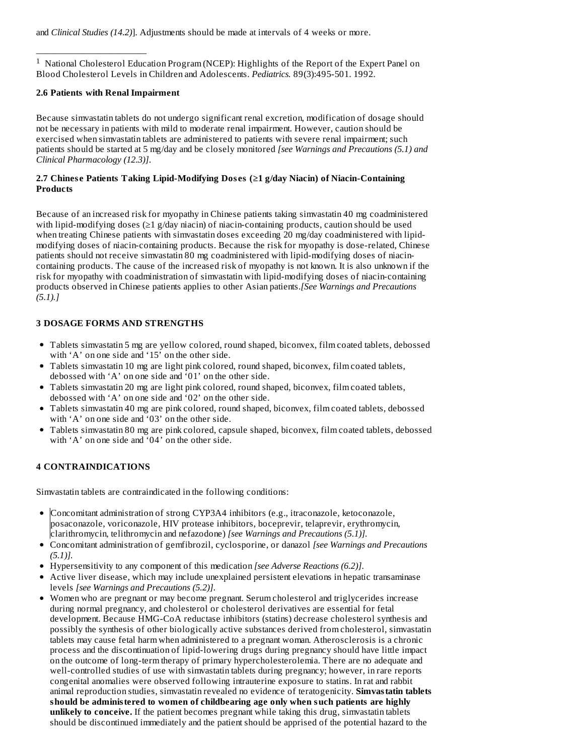and *Clinical Studies (14.2)*]. Adjustments should be made at intervals of 4 weeks or more.

---

[1] National Cholesterol Education Program (NCEP): Highlights of the Report of the Expert Panel on Blood Cholesterol Levels in Children and Adolescents. *Pediatrics.* 89(3):495-501. 1992.

### 2.6 Patients with Renal Impairment

Because simvastatin tablets do not undergo significant renal excretion, modification of dosage should not be necessary in patients with mild to moderate renal impairment. However, caution should be exercised when simvastatin tablets are administered to patients with severe renal impairment; such patients should be started at 5 mg/day and be closely monitored *[see Warnings and Precautions (5.1) and Clinical Pharmacology (12.3)]*.

### 2.7 Chinese Patients Taking Lipid-Modifying Doses (≥1 g/day Niacin) of Niacin-Containing Products

Because of an increased risk for myopathy in Chinese patients taking simvastatin 40 mg coadministered with lipid-modifying doses (≥1 g/day niacin) of niacin-containing products, caution should be used when treating Chinese patients with simvastatin doses exceeding 20 mg/day coadministered with lipid-modifying doses of niacin-containing products. Because the risk for myopathy is dose-related, Chinese patients should not receive simvastatin 80 mg coadministered with lipid-modifying doses of niacin-containing products. The cause of the increased risk of myopathy is not known. It is also unknown if the risk for myopathy with coadministration of simvastatin with lipid-modifying doses of niacin-containing products observed in Chinese patients applies to other Asian patients.*[See Warnings and Precautions (5.1).]*

## 3 DOSAGE FORMS AND STRENGTHS

- Tablets simvastatin 5 mg are yellow colored, round shaped, biconvex, film coated tablets, debossed with 'A' on one side and '15' on the other side.
- Tablets simvastatin 10 mg are light pink colored, round shaped, biconvex, film coated tablets, debossed with 'A' on one side and '01' on the other side.
- Tablets simvastatin 20 mg are light pink colored, round shaped, biconvex, film coated tablets, debossed with 'A' on one side and '02' on the other side.
- Tablets simvastatin 40 mg are pink colored, round shaped, biconvex, film coated tablets, debossed with 'A' on one side and '03' on the other side.
- Tablets simvastatin 80 mg are pink colored, capsule shaped, biconvex, film coated tablets, debossed with 'A' on one side and '04' on the other side.

## 4 CONTRAINDICATIONS

Simvastatin tablets are contraindicated in the following conditions:

- Concomitant administration of strong CYP3A4 inhibitors (e.g., itraconazole, ketoconazole, posaconazole, voriconazole, HIV protease inhibitors, boceprevir, telaprevir, erythromycin, clarithromycin, telithromycin and nefazodone) *[see Warnings and Precautions (5.1)]*.
- Concomitant administration of gemfibrozil, cyclosporine, or danazol *[see Warnings and Precautions (5.1)]*.
- Hypersensitivity to any component of this medication *[see Adverse Reactions (6.2)]*.
- Active liver disease, which may include unexplained persistent elevations in hepatic transaminase levels *[see Warnings and Precautions (5.2)]*.
- Women who are pregnant or may become pregnant. Serum cholesterol and triglycerides increase during normal pregnancy, and cholesterol or cholesterol derivatives are essential for fetal development. Because HMG-CoA reductase inhibitors (statins) decrease cholesterol synthesis and possibly the synthesis of other biologically active substances derived from cholesterol, simvastatin tablets may cause fetal harm when administered to a pregnant woman. Atherosclerosis is a chronic process and the discontinuation of lipid-lowering drugs during pregnancy should have little impact on the outcome of long-term therapy of primary hypercholesterolemia. There are no adequate and well-controlled studies of use with simvastatin tablets during pregnancy; however, in rare reports congenital anomalies were observed following intrauterine exposure to statins. In rat and rabbit animal reproduction studies, simvastatin revealed no evidence of teratogenicity. **Simvastatin tablets should be administered to women of childbearing age only when such patients are highly unlikely to conceive.** If the patient becomes pregnant while taking this drug, simvastatin tablets should be discontinued immediately and the patient should be apprised of the potential hazard to the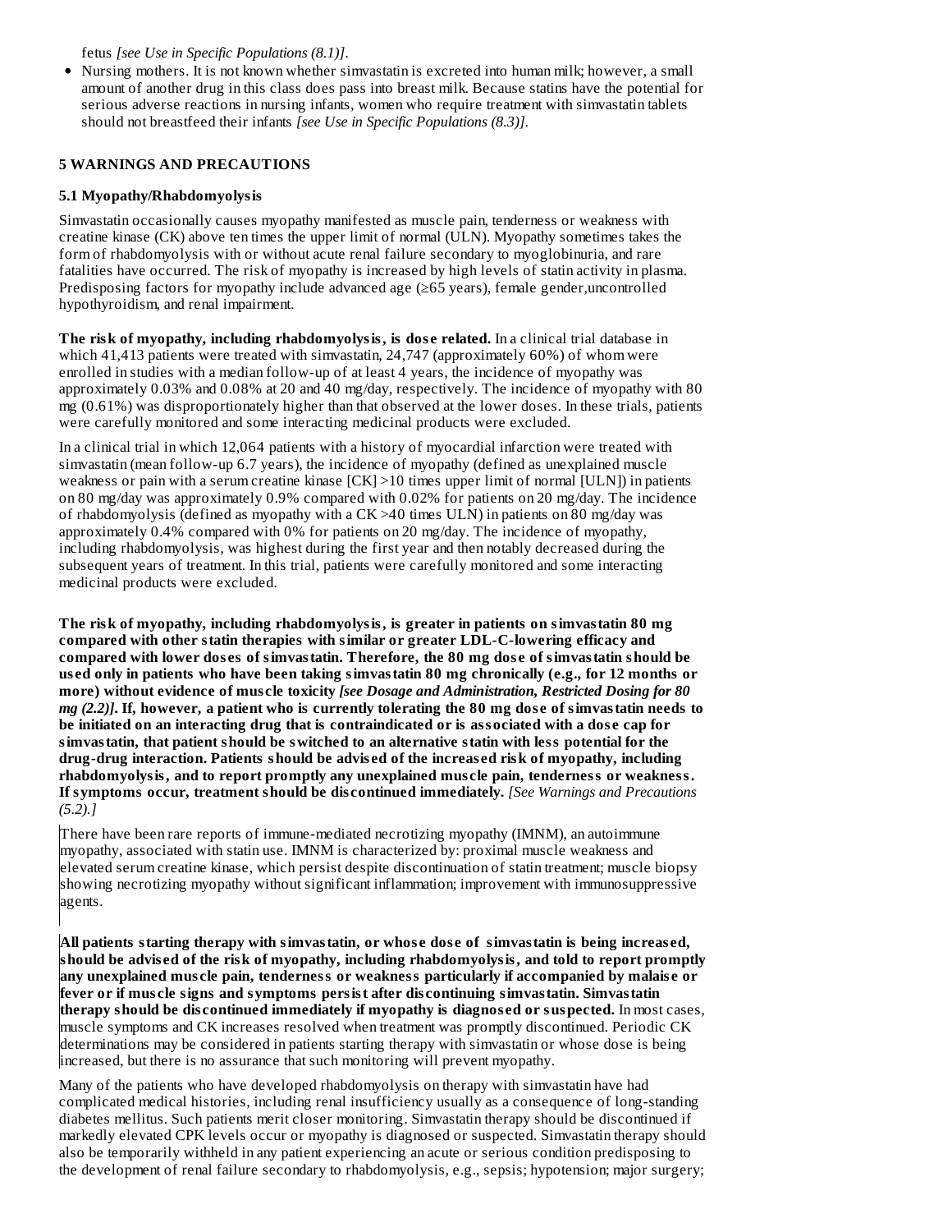fetus *[see Use in Specific Populations (8.1)]*.

- Nursing mothers. It is not known whether simvastatin is excreted into human milk; however, a small amount of another drug in this class does pass into breast milk. Because statins have the potential for serious adverse reactions in nursing infants, women who require treatment with simvastatin tablets should not breastfeed their infants *[see Use in Specific Populations (8.3)]*.

## 5 WARNINGS AND PRECAUTIONS

### 5.1 Myopathy/Rhabdomyolysis

Simvastatin occasionally causes myopathy manifested as muscle pain, tenderness or weakness with creatine kinase (CK) above ten times the upper limit of normal (ULN). Myopathy sometimes takes the form of rhabdomyolysis with or without acute renal failure secondary to myoglobinuria, and rare fatalities have occurred. The risk of myopathy is increased by high levels of statin activity in plasma. Predisposing factors for myopathy include advanced age (≥65 years), female gender,uncontrolled hypothyroidism, and renal impairment.

**The risk of myopathy, including rhabdomyolysis, is dose related.** In a clinical trial database in which 41,413 patients were treated with simvastatin, 24,747 (approximately 60%) of whom were enrolled in studies with a median follow-up of at least 4 years, the incidence of myopathy was approximately 0.03% and 0.08% at 20 and 40 mg/day, respectively. The incidence of myopathy with 80 mg (0.61%) was disproportionately higher than that observed at the lower doses. In these trials, patients were carefully monitored and some interacting medicinal products were excluded.

In a clinical trial in which 12,064 patients with a history of myocardial infarction were treated with simvastatin (mean follow-up 6.7 years), the incidence of myopathy (defined as unexplained muscle weakness or pain with a serum creatine kinase [CK] >10 times upper limit of normal [ULN]) in patients on 80 mg/day was approximately 0.9% compared with 0.02% for patients on 20 mg/day. The incidence of rhabdomyolysis (defined as myopathy with a CK >40 times ULN) in patients on 80 mg/day was approximately 0.4% compared with 0% for patients on 20 mg/day. The incidence of myopathy, including rhabdomyolysis, was highest during the first year and then notably decreased during the subsequent years of treatment. In this trial, patients were carefully monitored and some interacting medicinal products were excluded.

**The risk of myopathy, including rhabdomyolysis, is greater in patients on simvastatin 80 mg compared with other statin therapies with similar or greater LDL-C-lowering efficacy and compared with lower doses of simvastatin. Therefore, the 80 mg dose of simvastatin should be used only in patients who have been taking simvastatin 80 mg chronically (e.g., for 12 months or more) without evidence of muscle toxicity *[see Dosage and Administration, Restricted Dosing for 80 mg (2.2)]*. If, however, a patient who is currently tolerating the 80 mg dose of simvastatin needs to be initiated on an interacting drug that is contraindicated or is associated with a dose cap for simvastatin, that patient should be switched to an alternative statin with less potential for the drug-drug interaction. Patients should be advised of the increased risk of myopathy, including rhabdomyolysis, and to report promptly any unexplained muscle pain, tenderness or weakness. If symptoms occur, treatment should be discontinued immediately.** *[See Warnings and Precautions (5.2).]*

There have been rare reports of immune-mediated necrotizing myopathy (IMNM), an autoimmune myopathy, associated with statin use. IMNM is characterized by: proximal muscle weakness and elevated serum creatine kinase, which persist despite discontinuation of statin treatment; muscle biopsy showing necrotizing myopathy without significant inflammation; improvement with immunosuppressive agents.

**All patients starting therapy with simvastatin, or whose dose of simvastatin is being increased, should be advised of the risk of myopathy, including rhabdomyolysis, and told to report promptly any unexplained muscle pain, tenderness or weakness particularly if accompanied by malaise or fever or if muscle signs and symptoms persist after discontinuing simvastatin. Simvastatin therapy should be discontinued immediately if myopathy is diagnosed or suspected.** In most cases, muscle symptoms and CK increases resolved when treatment was promptly discontinued. Periodic CK determinations may be considered in patients starting therapy with simvastatin or whose dose is being increased, but there is no assurance that such monitoring will prevent myopathy.

Many of the patients who have developed rhabdomyolysis on therapy with simvastatin have had complicated medical histories, including renal insufficiency usually as a consequence of long-standing diabetes mellitus. Such patients merit closer monitoring. Simvastatin therapy should be discontinued if markedly elevated CPK levels occur or myopathy is diagnosed or suspected. Simvastatin therapy should also be temporarily withheld in any patient experiencing an acute or serious condition predisposing to the development of renal failure secondary to rhabdomyolysis, e.g., sepsis; hypotension; major surgery;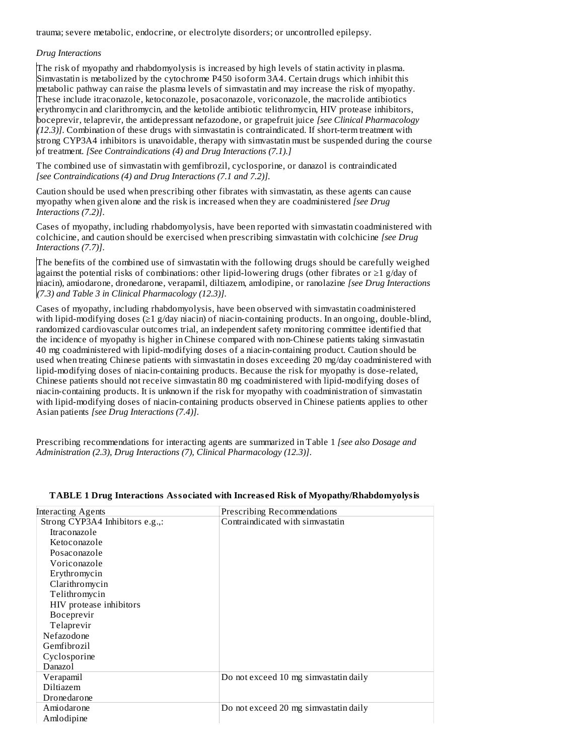trauma; severe metabolic, endocrine, or electrolyte disorders; or uncontrolled epilepsy.

*Drug Interactions*

The risk of myopathy and rhabdomyolysis is increased by high levels of statin activity in plasma. Simvastatin is metabolized by the cytochrome P450 isoform 3A4. Certain drugs which inhibit this metabolic pathway can raise the plasma levels of simvastatin and may increase the risk of myopathy. These include itraconazole, ketoconazole, posaconazole, voriconazole, the macrolide antibiotics erythromycin and clarithromycin, and the ketolide antibiotic telithromycin, HIV protease inhibitors, boceprevir, telaprevir, the antidepressant nefazodone, or grapefruit juice *[see Clinical Pharmacology (12.3)]*. Combination of these drugs with simvastatin is contraindicated. If short-term treatment with strong CYP3A4 inhibitors is unavoidable, therapy with simvastatin must be suspended during the course of treatment. *[See Contraindications (4) and Drug Interactions (7.1).]*

The combined use of simvastatin with gemfibrozil, cyclosporine, or danazol is contraindicated *[see Contraindications (4) and Drug Interactions (7.1 and 7.2)]*.

Caution should be used when prescribing other fibrates with simvastatin, as these agents can cause myopathy when given alone and the risk is increased when they are coadministered *[see Drug Interactions (7.2)]*.

Cases of myopathy, including rhabdomyolysis, have been reported with simvastatin coadministered with colchicine, and caution should be exercised when prescribing simvastatin with colchicine *[see Drug Interactions (7.7)]*.

The benefits of the combined use of simvastatin with the following drugs should be carefully weighed against the potential risks of combinations: other lipid-lowering drugs (other fibrates or ≥1 g/day of niacin), amiodarone, dronedarone, verapamil, diltiazem, amlodipine, or ranolazine *[see Drug Interactions (7.3) and Table 3 in Clinical Pharmacology (12.3)]*.

Cases of myopathy, including rhabdomyolysis, have been observed with simvastatin coadministered with lipid-modifying doses (≥1 g/day niacin) of niacin-containing products. In an ongoing, double-blind, randomized cardiovascular outcomes trial, an independent safety monitoring committee identified that the incidence of myopathy is higher in Chinese compared with non-Chinese patients taking simvastatin 40 mg coadministered with lipid-modifying doses of a niacin-containing product. Caution should be used when treating Chinese patients with simvastatin in doses exceeding 20 mg/day coadministered with lipid-modifying doses of niacin-containing products. Because the risk for myopathy is dose-related, Chinese patients should not receive simvastatin 80 mg coadministered with lipid-modifying doses of niacin-containing products. It is unknown if the risk for myopathy with coadministration of simvastatin with lipid-modifying doses of niacin-containing products observed in Chinese patients applies to other Asian patients *[see Drug Interactions (7.4)]*.

Prescribing recommendations for interacting agents are summarized in Table 1 *[see also Dosage and Administration (2.3), Drug Interactions (7), Clinical Pharmacology (12.3)]*.

**TABLE 1 Drug Interactions Associated with Increased Risk of Myopathy/Rhabdomyolysis**

| Interacting Agents | Prescribing Recommendations |
|---|---|
| Strong CYP3A4 Inhibitors e.g.,:<br>Itraconazole<br>Ketoconazole<br>Posaconazole<br>Voriconazole<br>Erythromycin<br>Clarithromycin<br>Telithromycin<br>HIV protease inhibitors<br>Boceprevir<br>Telaprevir<br>Nefazodone<br>Gemfibrozil<br>Cyclosporine<br>Danazol | Contraindicated with simvastatin |
| Verapamil<br>Diltiazem<br>Dronedarone | Do not exceed 10 mg simvastatin daily |
| Amiodarone<br>Amlodipine | Do not exceed 20 mg simvastatin daily |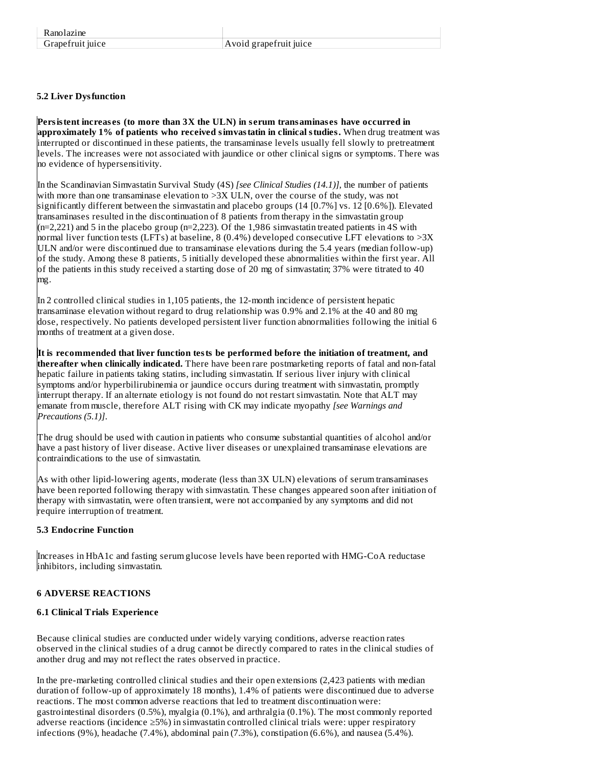| Ranolazine | |
|---|---|
| Grapefruit juice | Avoid grapefruit juice |

### 5.2 Liver Dysfunction

**Persistent increases (to more than 3X the ULN) in serum transaminases have occurred in approximately 1% of patients who received simvastatin in clinical studies.** When drug treatment was interrupted or discontinued in these patients, the transaminase levels usually fell slowly to pretreatment levels. The increases were not associated with jaundice or other clinical signs or symptoms. There was no evidence of hypersensitivity.

In the Scandinavian Simvastatin Survival Study (4S) *[see Clinical Studies (14.1)]*, the number of patients with more than one transaminase elevation to >3X ULN, over the course of the study, was not significantly different between the simvastatin and placebo groups (14 [0.7%] vs. 12 [0.6%]). Elevated transaminases resulted in the discontinuation of 8 patients from therapy in the simvastatin group (n=2,221) and 5 in the placebo group (n=2,223). Of the 1,986 simvastatin treated patients in 4S with normal liver function tests (LFTs) at baseline, 8 (0.4%) developed consecutive LFT elevations to >3X ULN and/or were discontinued due to transaminase elevations during the 5.4 years (median follow-up) of the study. Among these 8 patients, 5 initially developed these abnormalities within the first year. All of the patients in this study received a starting dose of 20 mg of simvastatin; 37% were titrated to 40 mg.

In 2 controlled clinical studies in 1,105 patients, the 12-month incidence of persistent hepatic transaminase elevation without regard to drug relationship was 0.9% and 2.1% at the 40 and 80 mg dose, respectively. No patients developed persistent liver function abnormalities following the initial 6 months of treatment at a given dose.

**It is recommended that liver function tests be performed before the initiation of treatment, and thereafter when clinically indicated.** There have been rare postmarketing reports of fatal and non-fatal hepatic failure in patients taking statins, including simvastatin. If serious liver injury with clinical symptoms and/or hyperbilirubinemia or jaundice occurs during treatment with simvastatin, promptly interrupt therapy. If an alternate etiology is not found do not restart simvastatin. Note that ALT may emanate from muscle, therefore ALT rising with CK may indicate myopathy *[see Warnings and Precautions (5.1)]*.

The drug should be used with caution in patients who consume substantial quantities of alcohol and/or have a past history of liver disease. Active liver diseases or unexplained transaminase elevations are contraindications to the use of simvastatin.

As with other lipid-lowering agents, moderate (less than 3X ULN) elevations of serum transaminases have been reported following therapy with simvastatin. These changes appeared soon after initiation of therapy with simvastatin, were often transient, were not accompanied by any symptoms and did not require interruption of treatment.

### 5.3 Endocrine Function

Increases in HbA1c and fasting serum glucose levels have been reported with HMG-CoA reductase inhibitors, including simvastatin.

## 6 ADVERSE REACTIONS

### 6.1 Clinical Trials Experience

Because clinical studies are conducted under widely varying conditions, adverse reaction rates observed in the clinical studies of a drug cannot be directly compared to rates in the clinical studies of another drug and may not reflect the rates observed in practice.

In the pre-marketing controlled clinical studies and their open extensions (2,423 patients with median duration of follow-up of approximately 18 months), 1.4% of patients were discontinued due to adverse reactions. The most common adverse reactions that led to treatment discontinuation were: gastrointestinal disorders (0.5%), myalgia (0.1%), and arthralgia (0.1%). The most commonly reported adverse reactions (incidence ≥5%) in simvastatin controlled clinical trials were: upper respiratory infections (9%), headache (7.4%), abdominal pain (7.3%), constipation (6.6%), and nausea (5.4%).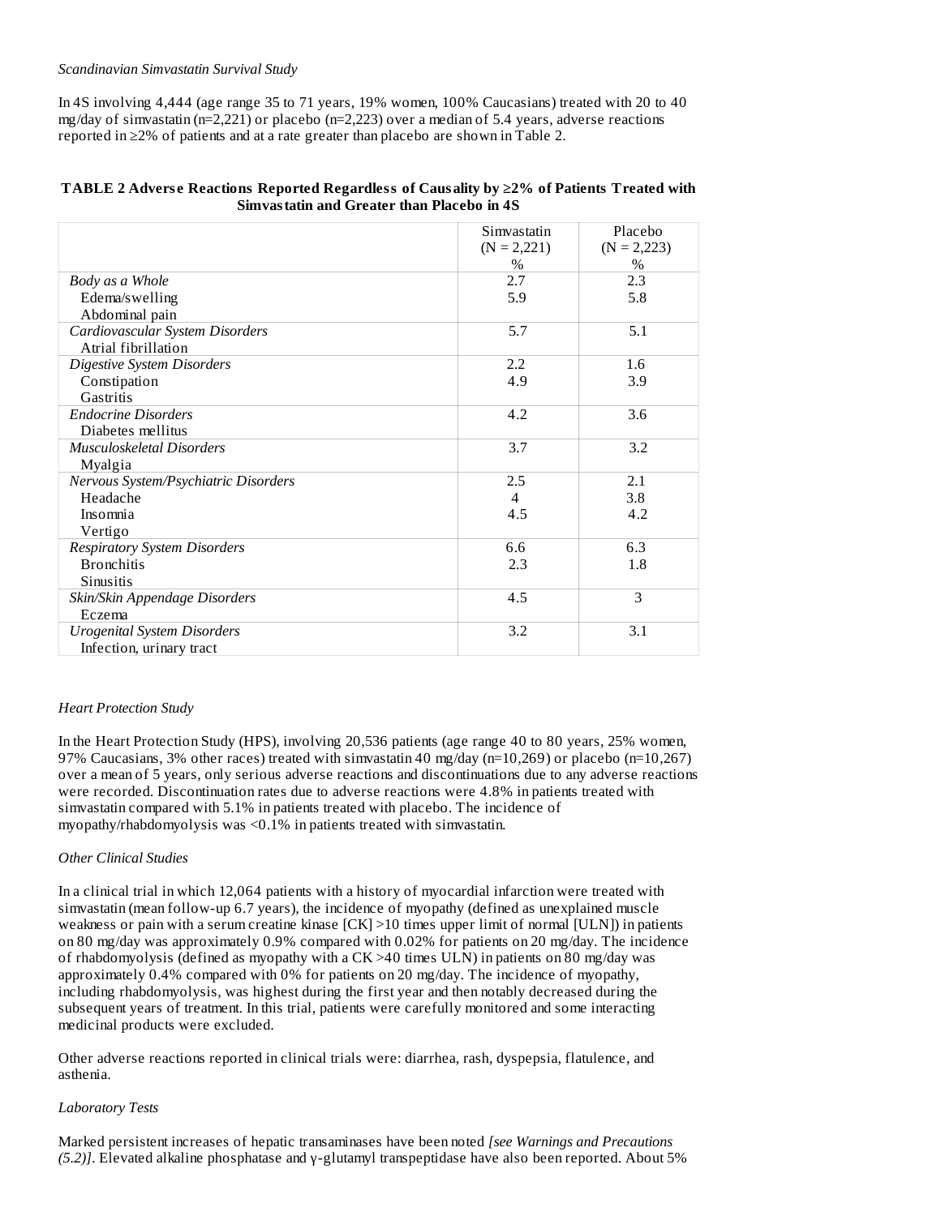*Scandinavian Simvastatin Survival Study*

In 4S involving 4,444 (age range 35 to 71 years, 19% women, 100% Caucasians) treated with 20 to 40 mg/day of simvastatin (n=2,221) or placebo (n=2,223) over a median of 5.4 years, adverse reactions reported in ≥2% of patients and at a rate greater than placebo are shown in Table 2.

**TABLE 2 Adverse Reactions Reported Regardless of Causality by ≥2% of Patients Treated with Simvastatin and Greater than Placebo in 4S**

| | Simvastatin (N = 2,221) % | Placebo (N = 2,223) % |
|---|---|---|
| *Body as a Whole* | 2.7 | 2.3 |
| Edema/swelling | 5.9 | 5.8 |
| Abdominal pain | | |
| *Cardiovascular System Disorders* | 5.7 | 5.1 |
| Atrial fibrillation | | |
| *Digestive System Disorders* | 2.2 | 1.6 |
| Constipation | 4.9 | 3.9 |
| Gastritis | | |
| *Endocrine Disorders* | 4.2 | 3.6 |
| Diabetes mellitus | | |
| *Musculoskeletal Disorders* | 3.7 | 3.2 |
| Myalgia | | |
| *Nervous System/Psychiatric Disorders* | 2.5 | 2.1 |
| Headache | 4 | 3.8 |
| Insomnia | 4.5 | 4.2 |
| Vertigo | | |
| *Respiratory System Disorders* | 6.6 | 6.3 |
| Bronchitis | 2.3 | 1.8 |
| Sinusitis | | |
| *Skin/Skin Appendage Disorders* | 4.5 | 3 |
| Eczema | | |
| *Urogenital System Disorders* | 3.2 | 3.1 |
| Infection, urinary tract | | |

*Heart Protection Study*

In the Heart Protection Study (HPS), involving 20,536 patients (age range 40 to 80 years, 25% women, 97% Caucasians, 3% other races) treated with simvastatin 40 mg/day (n=10,269) or placebo (n=10,267) over a mean of 5 years, only serious adverse reactions and discontinuations due to any adverse reactions were recorded. Discontinuation rates due to adverse reactions were 4.8% in patients treated with simvastatin compared with 5.1% in patients treated with placebo. The incidence of myopathy/rhabdomyolysis was <0.1% in patients treated with simvastatin.

*Other Clinical Studies*

In a clinical trial in which 12,064 patients with a history of myocardial infarction were treated with simvastatin (mean follow-up 6.7 years), the incidence of myopathy (defined as unexplained muscle weakness or pain with a serum creatine kinase [CK] >10 times upper limit of normal [ULN]) in patients on 80 mg/day was approximately 0.9% compared with 0.02% for patients on 20 mg/day. The incidence of rhabdomyolysis (defined as myopathy with a CK >40 times ULN) in patients on 80 mg/day was approximately 0.4% compared with 0% for patients on 20 mg/day. The incidence of myopathy, including rhabdomyolysis, was highest during the first year and then notably decreased during the subsequent years of treatment. In this trial, patients were carefully monitored and some interacting medicinal products were excluded.

Other adverse reactions reported in clinical trials were: diarrhea, rash, dyspepsia, flatulence, and asthenia.

*Laboratory Tests*

Marked persistent increases of hepatic transaminases have been noted *[see Warnings and Precautions (5.2)]*. Elevated alkaline phosphatase and γ-glutamyl transpeptidase have also been reported. About 5%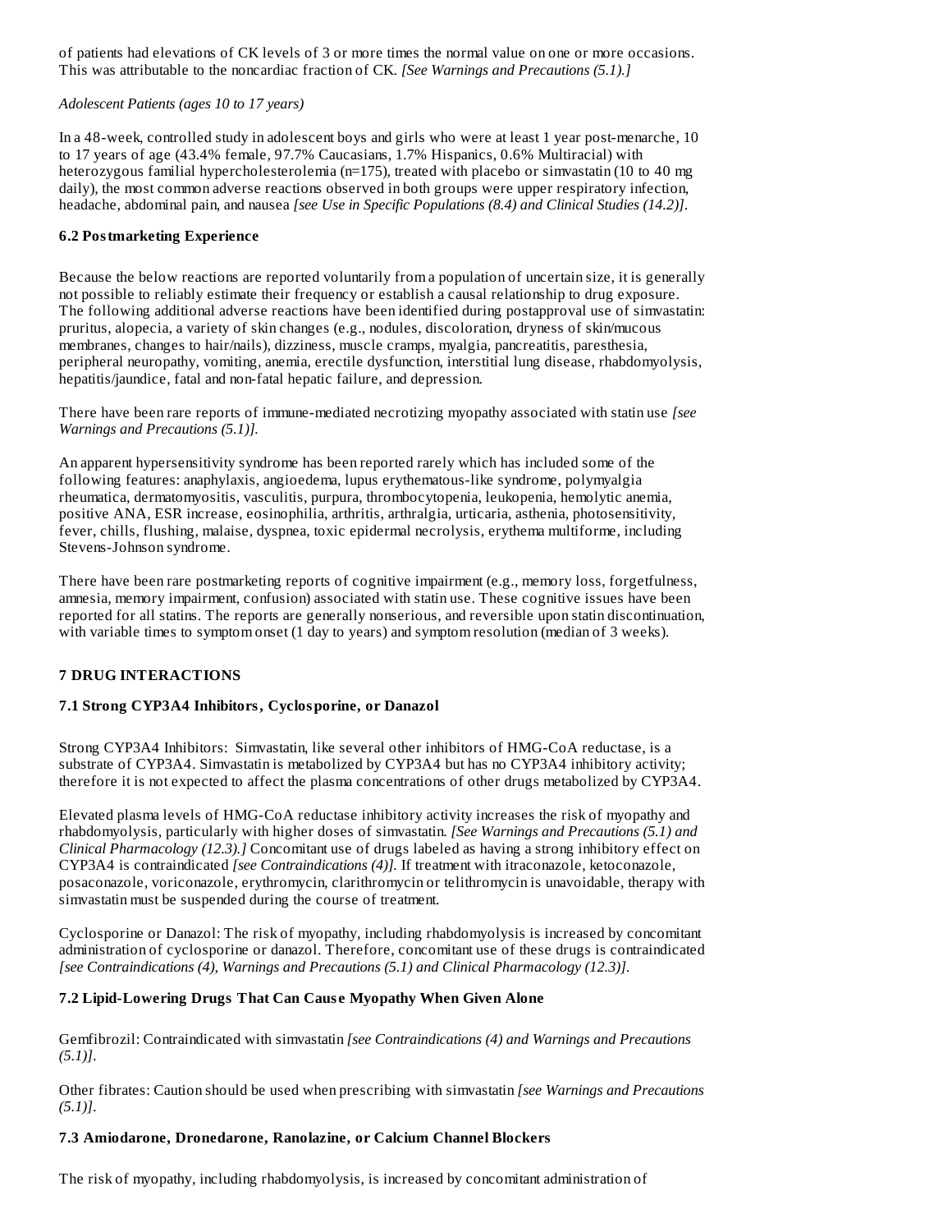of patients had elevations of CK levels of 3 or more times the normal value on one or more occasions. This was attributable to the noncardiac fraction of CK. *[See Warnings and Precautions (5.1).]*

*Adolescent Patients (ages 10 to 17 years)*

In a 48-week, controlled study in adolescent boys and girls who were at least 1 year post-menarche, 10 to 17 years of age (43.4% female, 97.7% Caucasians, 1.7% Hispanics, 0.6% Multiracial) with heterozygous familial hypercholesterolemia (n=175), treated with placebo or simvastatin (10 to 40 mg daily), the most common adverse reactions observed in both groups were upper respiratory infection, headache, abdominal pain, and nausea *[see Use in Specific Populations (8.4) and Clinical Studies (14.2)]*.

### 6.2 Postmarketing Experience

Because the below reactions are reported voluntarily from a population of uncertain size, it is generally not possible to reliably estimate their frequency or establish a causal relationship to drug exposure. The following additional adverse reactions have been identified during postapproval use of simvastatin: pruritus, alopecia, a variety of skin changes (e.g., nodules, discoloration, dryness of skin/mucous membranes, changes to hair/nails), dizziness, muscle cramps, myalgia, pancreatitis, paresthesia, peripheral neuropathy, vomiting, anemia, erectile dysfunction, interstitial lung disease, rhabdomyolysis, hepatitis/jaundice, fatal and non-fatal hepatic failure, and depression.

There have been rare reports of immune-mediated necrotizing myopathy associated with statin use *[see Warnings and Precautions (5.1)]*.

An apparent hypersensitivity syndrome has been reported rarely which has included some of the following features: anaphylaxis, angioedema, lupus erythematous-like syndrome, polymyalgia rheumatica, dermatomyositis, vasculitis, purpura, thrombocytopenia, leukopenia, hemolytic anemia, positive ANA, ESR increase, eosinophilia, arthritis, arthralgia, urticaria, asthenia, photosensitivity, fever, chills, flushing, malaise, dyspnea, toxic epidermal necrolysis, erythema multiforme, including Stevens-Johnson syndrome.

There have been rare postmarketing reports of cognitive impairment (e.g., memory loss, forgetfulness, amnesia, memory impairment, confusion) associated with statin use. These cognitive issues have been reported for all statins. The reports are generally nonserious, and reversible upon statin discontinuation, with variable times to symptom onset (1 day to years) and symptom resolution (median of 3 weeks).

## 7 DRUG INTERACTIONS

### 7.1 Strong CYP3A4 Inhibitors, Cyclosporine, or Danazol

Strong CYP3A4 Inhibitors: Simvastatin, like several other inhibitors of HMG-CoA reductase, is a substrate of CYP3A4. Simvastatin is metabolized by CYP3A4 but has no CYP3A4 inhibitory activity; therefore it is not expected to affect the plasma concentrations of other drugs metabolized by CYP3A4.

Elevated plasma levels of HMG-CoA reductase inhibitory activity increases the risk of myopathy and rhabdomyolysis, particularly with higher doses of simvastatin. *[See Warnings and Precautions (5.1) and Clinical Pharmacology (12.3).]* Concomitant use of drugs labeled as having a strong inhibitory effect on CYP3A4 is contraindicated *[see Contraindications (4)]*. If treatment with itraconazole, ketoconazole, posaconazole, voriconazole, erythromycin, clarithromycin or telithromycin is unavoidable, therapy with simvastatin must be suspended during the course of treatment.

Cyclosporine or Danazol: The risk of myopathy, including rhabdomyolysis is increased by concomitant administration of cyclosporine or danazol. Therefore, concomitant use of these drugs is contraindicated *[see Contraindications (4), Warnings and Precautions (5.1) and Clinical Pharmacology (12.3)]*.

### 7.2 Lipid-Lowering Drugs That Can Cause Myopathy When Given Alone

Gemfibrozil: Contraindicated with simvastatin *[see Contraindications (4) and Warnings and Precautions (5.1)]*.

Other fibrates: Caution should be used when prescribing with simvastatin *[see Warnings and Precautions (5.1)]*.

### 7.3 Amiodarone, Dronedarone, Ranolazine, or Calcium Channel Blockers

The risk of myopathy, including rhabdomyolysis, is increased by concomitant administration of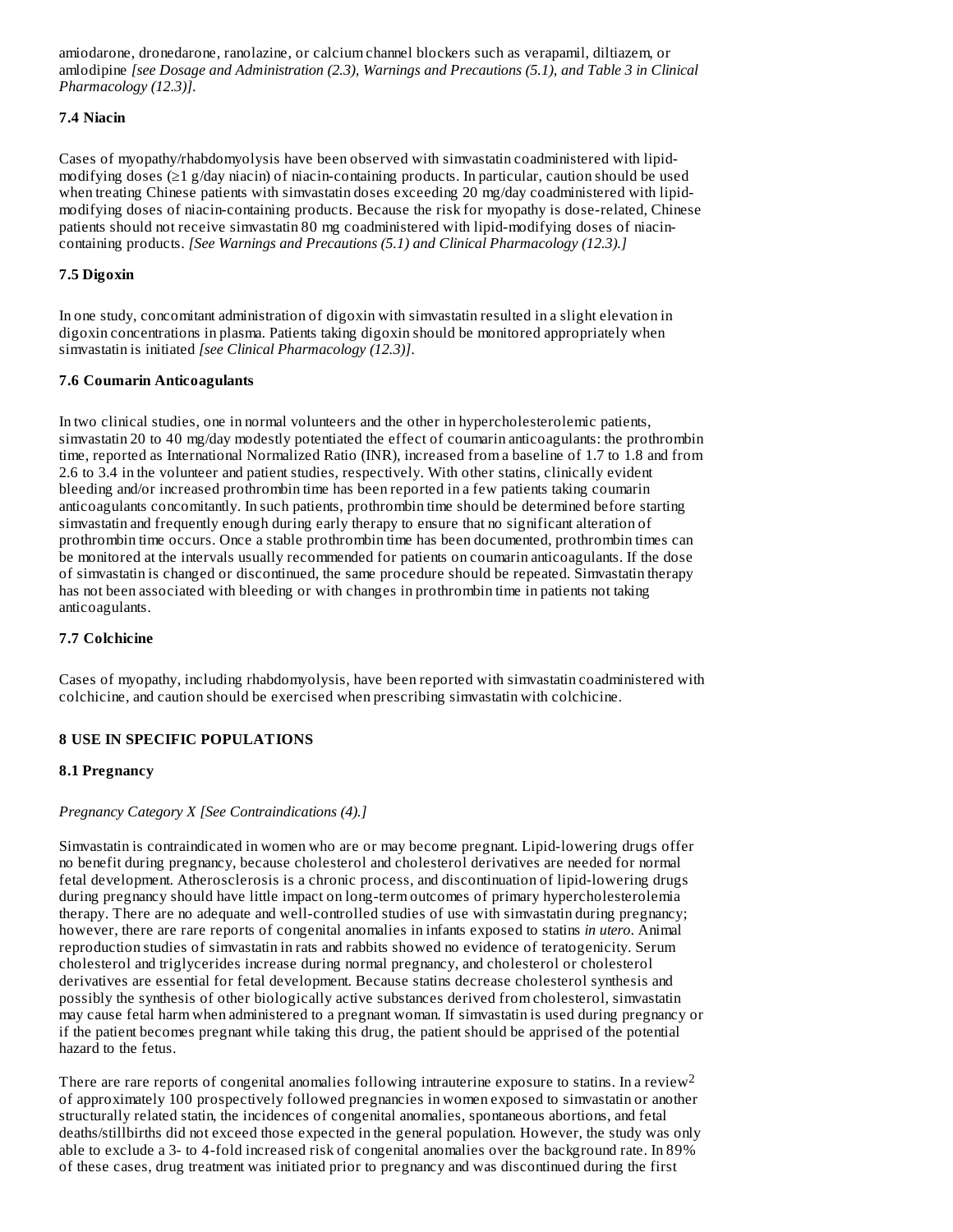amiodarone, dronedarone, ranolazine, or calcium channel blockers such as verapamil, diltiazem, or amlodipine *[see Dosage and Administration (2.3), Warnings and Precautions (5.1), and Table 3 in Clinical Pharmacology (12.3)]*.

### 7.4 Niacin

Cases of myopathy/rhabdomyolysis have been observed with simvastatin coadministered with lipid-modifying doses (≥1 g/day niacin) of niacin-containing products. In particular, caution should be used when treating Chinese patients with simvastatin doses exceeding 20 mg/day coadministered with lipid-modifying doses of niacin-containing products. Because the risk for myopathy is dose-related, Chinese patients should not receive simvastatin 80 mg coadministered with lipid-modifying doses of niacin-containing products. *[See Warnings and Precautions (5.1) and Clinical Pharmacology (12.3).]*

### 7.5 Digoxin

In one study, concomitant administration of digoxin with simvastatin resulted in a slight elevation in digoxin concentrations in plasma. Patients taking digoxin should be monitored appropriately when simvastatin is initiated *[see Clinical Pharmacology (12.3)]*.

### 7.6 Coumarin Anticoagulants

In two clinical studies, one in normal volunteers and the other in hypercholesterolemic patients, simvastatin 20 to 40 mg/day modestly potentiated the effect of coumarin anticoagulants: the prothrombin time, reported as International Normalized Ratio (INR), increased from a baseline of 1.7 to 1.8 and from 2.6 to 3.4 in the volunteer and patient studies, respectively. With other statins, clinically evident bleeding and/or increased prothrombin time has been reported in a few patients taking coumarin anticoagulants concomitantly. In such patients, prothrombin time should be determined before starting simvastatin and frequently enough during early therapy to ensure that no significant alteration of prothrombin time occurs. Once a stable prothrombin time has been documented, prothrombin times can be monitored at the intervals usually recommended for patients on coumarin anticoagulants. If the dose of simvastatin is changed or discontinued, the same procedure should be repeated. Simvastatin therapy has not been associated with bleeding or with changes in prothrombin time in patients not taking anticoagulants.

### 7.7 Colchicine

Cases of myopathy, including rhabdomyolysis, have been reported with simvastatin coadministered with colchicine, and caution should be exercised when prescribing simvastatin with colchicine.

## 8 USE IN SPECIFIC POPULATIONS

### 8.1 Pregnancy

*Pregnancy Category X [See Contraindications (4).]*

Simvastatin is contraindicated in women who are or may become pregnant. Lipid-lowering drugs offer no benefit during pregnancy, because cholesterol and cholesterol derivatives are needed for normal fetal development. Atherosclerosis is a chronic process, and discontinuation of lipid-lowering drugs during pregnancy should have little impact on long-term outcomes of primary hypercholesterolemia therapy. There are no adequate and well-controlled studies of use with simvastatin during pregnancy; however, there are rare reports of congenital anomalies in infants exposed to statins *in utero*. Animal reproduction studies of simvastatin in rats and rabbits showed no evidence of teratogenicity. Serum cholesterol and triglycerides increase during normal pregnancy, and cholesterol or cholesterol derivatives are essential for fetal development. Because statins decrease cholesterol synthesis and possibly the synthesis of other biologically active substances derived from cholesterol, simvastatin may cause fetal harm when administered to a pregnant woman. If simvastatin is used during pregnancy or if the patient becomes pregnant while taking this drug, the patient should be apprised of the potential hazard to the fetus.

There are rare reports of congenital anomalies following intrauterine exposure to statins. In a review[2] of approximately 100 prospectively followed pregnancies in women exposed to simvastatin or another structurally related statin, the incidences of congenital anomalies, spontaneous abortions, and fetal deaths/stillbirths did not exceed those expected in the general population. However, the study was only able to exclude a 3- to 4-fold increased risk of congenital anomalies over the background rate. In 89% of these cases, drug treatment was initiated prior to pregnancy and was discontinued during the first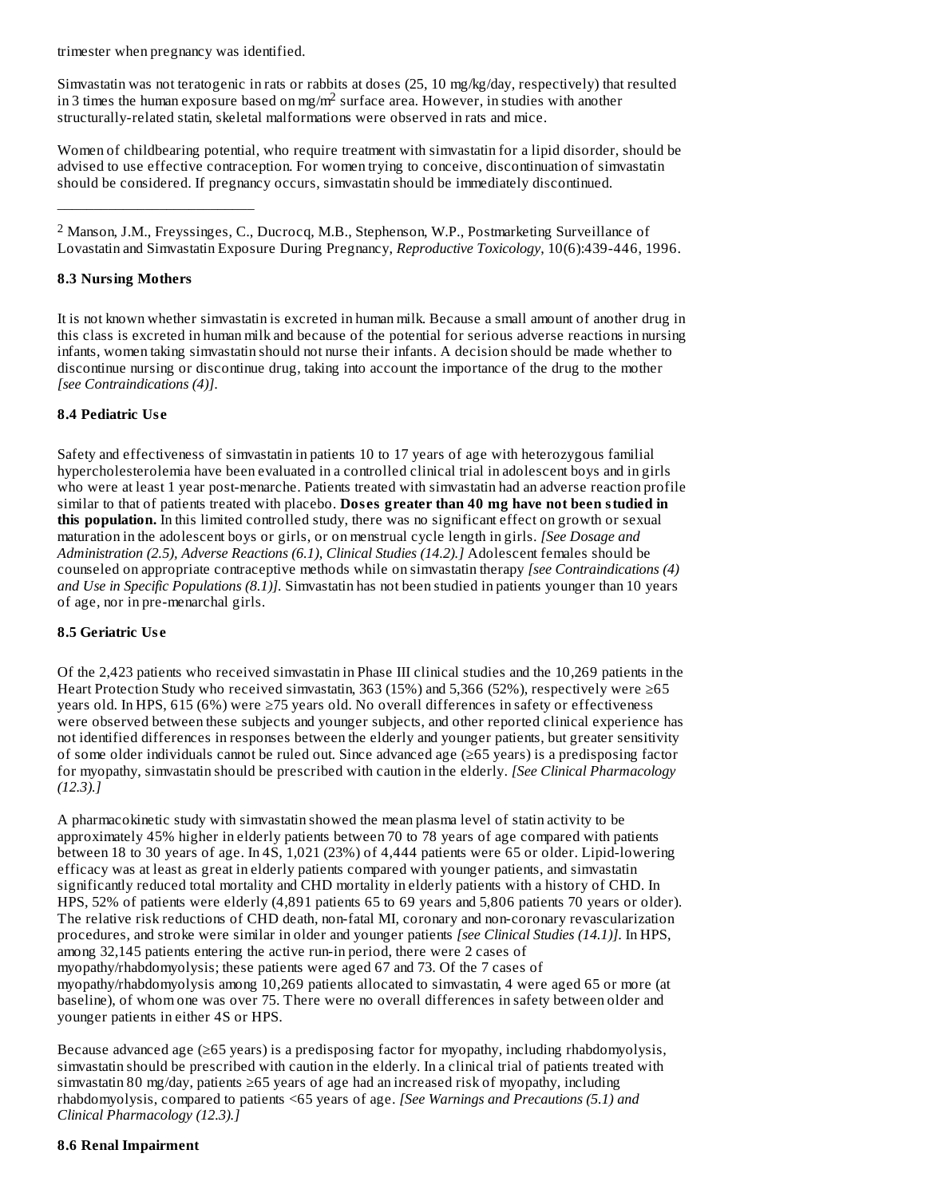trimester when pregnancy was identified.

Simvastatin was not teratogenic in rats or rabbits at doses (25, 10 mg/kg/day, respectively) that resulted in 3 times the human exposure based on mg/m$^2$ surface area. However, in studies with another structurally-related statin, skeletal malformations were observed in rats and mice.

Women of childbearing potential, who require treatment with simvastatin for a lipid disorder, should be advised to use effective contraception. For women trying to conceive, discontinuation of simvastatin should be considered. If pregnancy occurs, simvastatin should be immediately discontinued.

---

[2] Manson, J.M., Freyssinges, C., Ducrocq, M.B., Stephenson, W.P., Postmarketing Surveillance of Lovastatin and Simvastatin Exposure During Pregnancy, *Reproductive Toxicology*, 10(6):439-446, 1996.

### 8.3 Nursing Mothers

It is not known whether simvastatin is excreted in human milk. Because a small amount of another drug in this class is excreted in human milk and because of the potential for serious adverse reactions in nursing infants, women taking simvastatin should not nurse their infants. A decision should be made whether to discontinue nursing or discontinue drug, taking into account the importance of the drug to the mother *[see Contraindications (4)]*.

### 8.4 Pediatric Use

Safety and effectiveness of simvastatin in patients 10 to 17 years of age with heterozygous familial hypercholesterolemia have been evaluated in a controlled clinical trial in adolescent boys and in girls who were at least 1 year post-menarche. Patients treated with simvastatin had an adverse reaction profile similar to that of patients treated with placebo. **Doses greater than 40 mg have not been studied in this population.** In this limited controlled study, there was no significant effect on growth or sexual maturation in the adolescent boys or girls, or on menstrual cycle length in girls. *[See Dosage and Administration (2.5), Adverse Reactions (6.1), Clinical Studies (14.2).]* Adolescent females should be counseled on appropriate contraceptive methods while on simvastatin therapy *[see Contraindications (4) and Use in Specific Populations (8.1)]*. Simvastatin has not been studied in patients younger than 10 years of age, nor in pre-menarchal girls.

### 8.5 Geriatric Use

Of the 2,423 patients who received simvastatin in Phase III clinical studies and the 10,269 patients in the Heart Protection Study who received simvastatin, 363 (15%) and 5,366 (52%), respectively were ≥65 years old. In HPS, 615 (6%) were ≥75 years old. No overall differences in safety or effectiveness were observed between these subjects and younger subjects, and other reported clinical experience has not identified differences in responses between the elderly and younger patients, but greater sensitivity of some older individuals cannot be ruled out. Since advanced age (≥65 years) is a predisposing factor for myopathy, simvastatin should be prescribed with caution in the elderly. *[See Clinical Pharmacology (12.3).]*

A pharmacokinetic study with simvastatin showed the mean plasma level of statin activity to be approximately 45% higher in elderly patients between 70 to 78 years of age compared with patients between 18 to 30 years of age. In 4S, 1,021 (23%) of 4,444 patients were 65 or older. Lipid-lowering efficacy was at least as great in elderly patients compared with younger patients, and simvastatin significantly reduced total mortality and CHD mortality in elderly patients with a history of CHD. In HPS, 52% of patients were elderly (4,891 patients 65 to 69 years and 5,806 patients 70 years or older). The relative risk reductions of CHD death, non-fatal MI, coronary and non-coronary revascularization procedures, and stroke were similar in older and younger patients *[see Clinical Studies (14.1)]*. In HPS, among 32,145 patients entering the active run-in period, there were 2 cases of myopathy/rhabdomyolysis; these patients were aged 67 and 73. Of the 7 cases of myopathy/rhabdomyolysis among 10,269 patients allocated to simvastatin, 4 were aged 65 or more (at baseline), of whom one was over 75. There were no overall differences in safety between older and younger patients in either 4S or HPS.

Because advanced age (≥65 years) is a predisposing factor for myopathy, including rhabdomyolysis, simvastatin should be prescribed with caution in the elderly. In a clinical trial of patients treated with simvastatin 80 mg/day, patients ≥65 years of age had an increased risk of myopathy, including rhabdomyolysis, compared to patients <65 years of age. *[See Warnings and Precautions (5.1) and Clinical Pharmacology (12.3).]*

### 8.6 Renal Impairment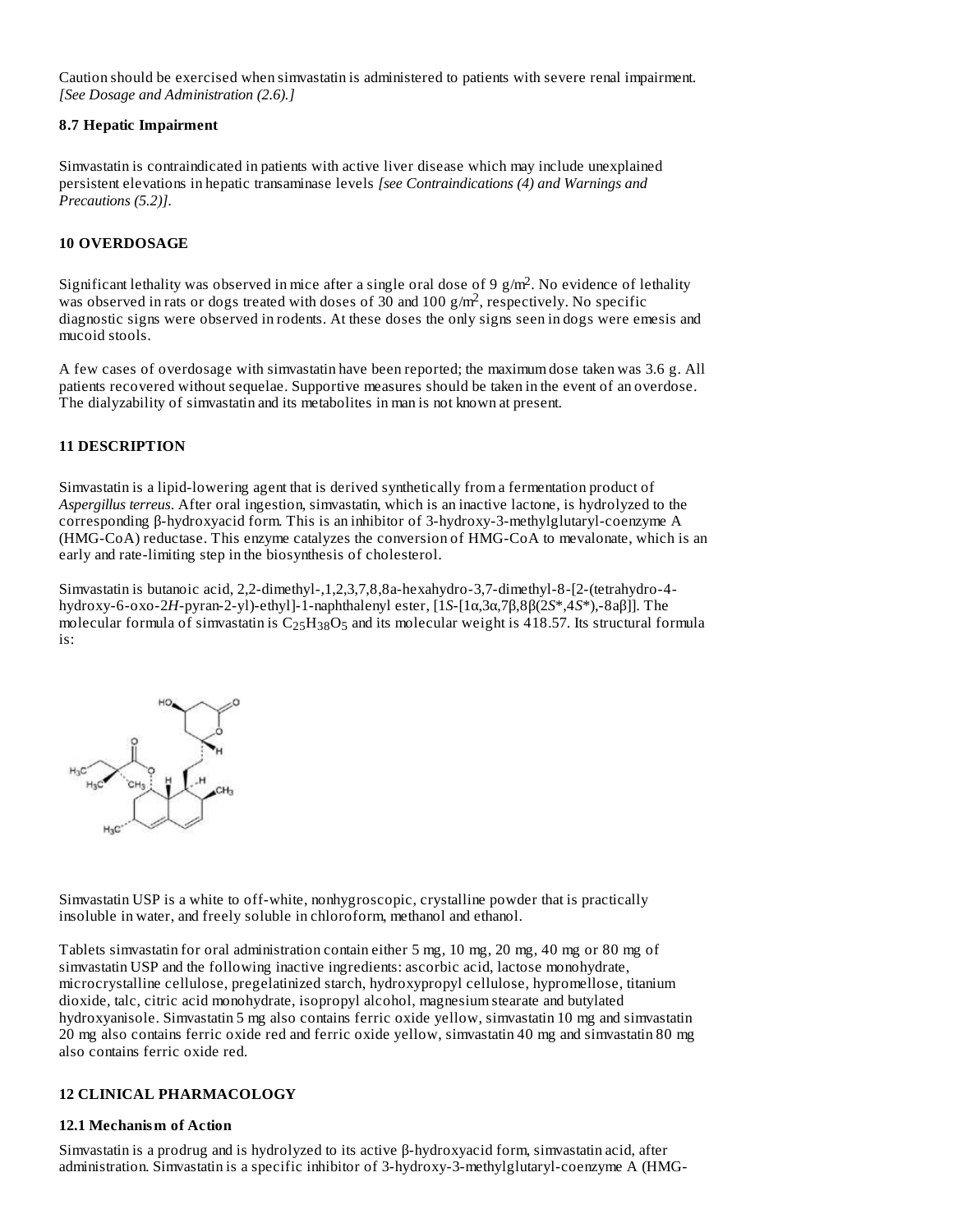Caution should be exercised when simvastatin is administered to patients with severe renal impairment. *[See Dosage and Administration (2.6).]*

### 8.7 Hepatic Impairment

Simvastatin is contraindicated in patients with active liver disease which may include unexplained persistent elevations in hepatic transaminase levels *[see Contraindications (4) and Warnings and Precautions (5.2)]*.

## 10 OVERDOSAGE

Significant lethality was observed in mice after a single oral dose of 9 $g/m^2$. No evidence of lethality was observed in rats or dogs treated with doses of 30 and 100 $g/m^2$, respectively. No specific diagnostic signs were observed in rodents. At these doses the only signs seen in dogs were emesis and mucoid stools.

A few cases of overdosage with simvastatin have been reported; the maximum dose taken was 3.6 g. All patients recovered without sequelae. Supportive measures should be taken in the event of an overdose. The dialyzability of simvastatin and its metabolites in man is not known at present.

## 11 DESCRIPTION

Simvastatin is a lipid-lowering agent that is derived synthetically from a fermentation product of *Aspergillus terreus*. After oral ingestion, simvastatin, which is an inactive lactone, is hydrolyzed to the corresponding β-hydroxyacid form. This is an inhibitor of 3-hydroxy-3-methylglutaryl-coenzyme A (HMG-CoA) reductase. This enzyme catalyzes the conversion of HMG-CoA to mevalonate, which is an early and rate-limiting step in the biosynthesis of cholesterol.

Simvastatin is butanoic acid, 2,2-dimethyl-,1,2,3,7,8,8a-hexahydro-3,7-dimethyl-8-[2-(tetrahydro-4-hydroxy-6-oxo-2*H*-pyran-2-yl)-ethyl]-1-naphthalenyl ester, [1*S*-[1α,3α,7β,8β(2*S*\*,4*S*\*),-8aβ]]. The molecular formula of simvastatin is $C_{25}H_{38}O_5$ and its molecular weight is 418.57. Its structural formula is:

Simvastatin USP is a white to off-white, nonhygroscopic, crystalline powder that is practically insoluble in water, and freely soluble in chloroform, methanol and ethanol.

Tablets simvastatin for oral administration contain either 5 mg, 10 mg, 20 mg, 40 mg or 80 mg of simvastatin USP and the following inactive ingredients: ascorbic acid, lactose monohydrate, microcrystalline cellulose, pregelatinized starch, hydroxypropyl cellulose, hypromellose, titanium dioxide, talc, citric acid monohydrate, isopropyl alcohol, magnesium stearate and butylated hydroxyanisole. Simvastatin 5 mg also contains ferric oxide yellow, simvastatin 10 mg and simvastatin 20 mg also contains ferric oxide red and ferric oxide yellow, simvastatin 40 mg and simvastatin 80 mg also contains ferric oxide red.

## 12 CLINICAL PHARMACOLOGY

### 12.1 Mechanism of Action

Simvastatin is a prodrug and is hydrolyzed to its active β-hydroxyacid form, simvastatin acid, after administration. Simvastatin is a specific inhibitor of 3-hydroxy-3-methylglutaryl-coenzyme A (HMG-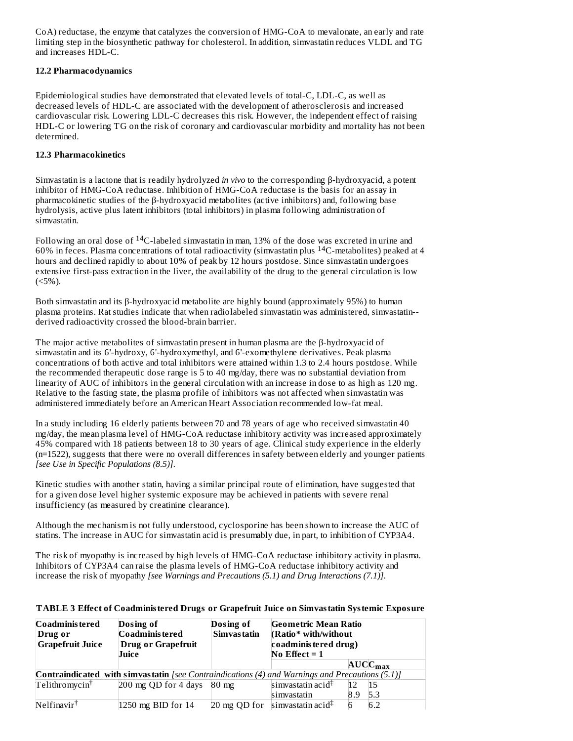CoA) reductase, the enzyme that catalyzes the conversion of HMG-CoA to mevalonate, an early and rate limiting step in the biosynthetic pathway for cholesterol. In addition, simvastatin reduces VLDL and TG and increases HDL-C.

### 12.2 Pharmacodynamics

Epidemiological studies have demonstrated that elevated levels of total-C, LDL-C, as well as decreased levels of HDL-C are associated with the development of atherosclerosis and increased cardiovascular risk. Lowering LDL-C decreases this risk. However, the independent effect of raising HDL-C or lowering TG on the risk of coronary and cardiovascular morbidity and mortality has not been determined.

### 12.3 Pharmacokinetics

Simvastatin is a lactone that is readily hydrolyzed *in vivo* to the corresponding β-hydroxyacid, a potent inhibitor of HMG-CoA reductase. Inhibition of HMG-CoA reductase is the basis for an assay in pharmacokinetic studies of the β-hydroxyacid metabolites (active inhibitors) and, following base hydrolysis, active plus latent inhibitors (total inhibitors) in plasma following administration of simvastatin.

Following an oral dose of $^{14}C$-labeled simvastatin in man, 13% of the dose was excreted in urine and 60% in feces. Plasma concentrations of total radioactivity (simvastatin plus $^{14}C$-metabolites) peaked at 4 hours and declined rapidly to about 10% of peak by 12 hours postdose. Since simvastatin undergoes extensive first-pass extraction in the liver, the availability of the drug to the general circulation is low (<5%).

Both simvastatin and its β-hydroxyacid metabolite are highly bound (approximately 95%) to human plasma proteins. Rat studies indicate that when radiolabeled simvastatin was administered, simvastatin--derived radioactivity crossed the blood-brain barrier.

The major active metabolites of simvastatin present in human plasma are the β-hydroxyacid of simvastatin and its 6'-hydroxy, 6'-hydroxymethyl, and 6'-exomethylene derivatives. Peak plasma concentrations of both active and total inhibitors were attained within 1.3 to 2.4 hours postdose. While the recommended therapeutic dose range is 5 to 40 mg/day, there was no substantial deviation from linearity of AUC of inhibitors in the general circulation with an increase in dose to as high as 120 mg. Relative to the fasting state, the plasma profile of inhibitors was not affected when simvastatin was administered immediately before an American Heart Association recommended low-fat meal.

In a study including 16 elderly patients between 70 and 78 years of age who received simvastatin 40 mg/day, the mean plasma level of HMG-CoA reductase inhibitory activity was increased approximately 45% compared with 18 patients between 18 to 30 years of age. Clinical study experience in the elderly (n=1522), suggests that there were no overall differences in safety between elderly and younger patients *[see Use in Specific Populations (8.5)]*.

Kinetic studies with another statin, having a similar principal route of elimination, have suggested that for a given dose level higher systemic exposure may be achieved in patients with severe renal insufficiency (as measured by creatinine clearance).

Although the mechanism is not fully understood, cyclosporine has been shown to increase the AUC of statins. The increase in AUC for simvastatin acid is presumably due, in part, to inhibition of CYP3A4.

The risk of myopathy is increased by high levels of HMG-CoA reductase inhibitory activity in plasma. Inhibitors of CYP3A4 can raise the plasma levels of HMG-CoA reductase inhibitory activity and increase the risk of myopathy *[see Warnings and Precautions (5.1) and Drug Interactions (7.1)]*.

**TABLE 3 Effect of Coadministered Drugs or Grapefruit Juice on Simvastatin Systemic Exposure**

| Coadministered Drug or Grapefruit Juice | Dosing of Coadministered Drug or Grapefruit Juice | Dosing of Simvastatin | Geometric Mean Ratio (Ratio* with/without coadministered drug) No Effect = 1 | | |
|---|---|---|---|---|---|
| | | | | AUC | $C_{max}$ |
| **Contraindicated with simvastatin** *[see Contraindications (4) and Warnings and Precautions (5.1)]* | | | | | |
| Telithromycin[†] | 200 mg QD for 4 days | 80 mg | simvastatin acid[‡] | 12 | 15 |
| | | | simvastatin | 8.9 | 5.3 |
| Nelfinavir[†] | 1250 mg BID for 14 | 20 mg QD for | simvastatin acid[‡] | 6 | 6.2 |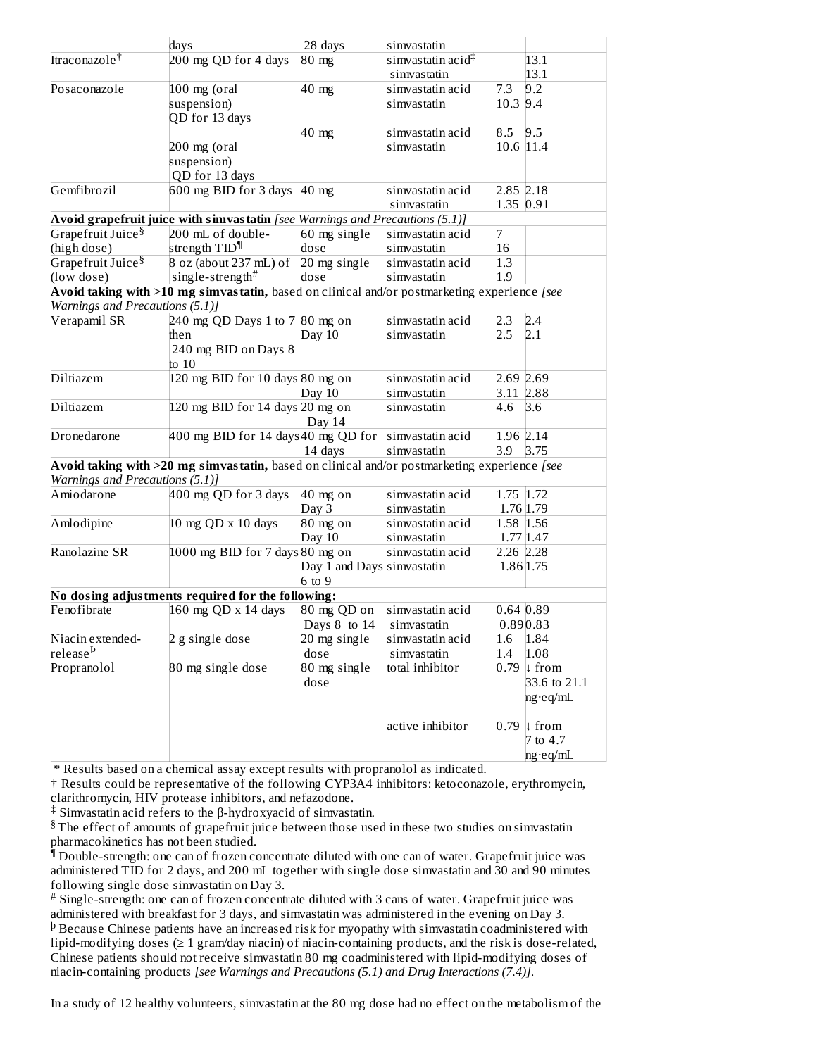| | days | 28 days | simvastatin | | |
|---|---|---|---|---|---|
| Itraconazole† | 200 mg QD for 4 days | 80 mg | simvastatin acid‡<br>simvastatin | | 13.1<br>13.1 |
| Posaconazole | 100 mg (oral suspension) QD for 13 days | 40 mg | simvastatin acid<br>simvastatin | 7.3<br>10.3 | 9.2<br>9.4 |
| | 200 mg (oral suspension) QD for 13 days | 40 mg | simvastatin acid<br>simvastatin | 8.5<br>10.6 | 9.5<br>11.4 |
| Gemfibrozil | 600 mg BID for 3 days | 40 mg | simvastatin acid<br>simvastatin | 2.85<br>1.35 | 2.18<br>0.91 |
| **Avoid grapefruit juice with simvastatin** *[see Warnings and Precautions (5.1)]* | | | | | |
| Grapefruit Juice§ (high dose) | 200 mL of double-strength TID¶ | 60 mg single dose | simvastatin acid<br>simvastatin | 7<br>16 | |
| Grapefruit Juice§ (low dose) | 8 oz (about 237 mL) of single-strength# | 20 mg single dose | simvastatin acid<br>simvastatin | 1.3<br>1.9 | |
| **Avoid taking with >10 mg simvastatin,** based on clinical and/or postmarketing experience *[see Warnings and Precautions (5.1)]* | | | | | |
| Verapamil SR | 240 mg QD Days 1 to 7 then 240 mg BID on Days 8 to 10 | 80 mg on Day 10 | simvastatin acid<br>simvastatin | 2.3<br>2.5 | 2.4<br>2.1 |
| Diltiazem | 120 mg BID for 10 days | 80 mg on Day 10 | simvastatin acid<br>simvastatin | 2.69<br>3.11 | 2.69<br>2.88 |
| Diltiazem | 120 mg BID for 14 days | 20 mg on Day 14 | simvastatin | 4.6 | 3.6 |
| Dronedarone | 400 mg BID for 14 days | 40 mg QD for 14 days | simvastatin acid<br>simvastatin | 1.96<br>3.9 | 2.14<br>3.75 |
| **Avoid taking with >20 mg simvastatin,** based on clinical and/or postmarketing experience *[see Warnings and Precautions (5.1)]* | | | | | |
| Amiodarone | 400 mg QD for 3 days | 40 mg on Day 3 | simvastatin acid<br>simvastatin | 1.75<br>1.76 | 1.72<br>1.79 |
| Amlodipine | 10 mg QD x 10 days | 80 mg on Day 10 | simvastatin acid<br>simvastatin | 1.58<br>1.77 | 1.56<br>1.47 |
| Ranolazine SR | 1000 mg BID for 7 days | 80 mg on Day 1 and Days 6 to 9 | simvastatin acid<br>simvastatin | 2.26<br>1.86 | 2.28<br>1.75 |
| **No dosing adjustments required for the following:** | | | | | |
| Fenofibrate | 160 mg QD x 14 days | 80 mg QD on Days 8 to 14 | simvastatin acid<br>simvastatin | 0.64<br>0.89 | 0.89<br>0.83 |
| Niacin extended-releaseᵖ | 2 g single dose | 20 mg single dose | simvastatin acid<br>simvastatin | 1.6<br>1.4 | 1.84<br>1.08 |
| Propranolol | 80 mg single dose | 80 mg single dose | total inhibitor | 0.79 | ↓ from 33.6 to 21.1 ng·eq/mL |
| | | | active inhibitor | 0.79 | ↓ from 7 to 4.7 ng·eq/mL |

\* Results based on a chemical assay except results with propranolol as indicated.

† Results could be representative of the following CYP3A4 inhibitors: ketoconazole, erythromycin, clarithromycin, HIV protease inhibitors, and nefazodone.

‡ Simvastatin acid refers to the β-hydroxyacid of simvastatin.

§ The effect of amounts of grapefruit juice between those used in these two studies on simvastatin pharmacokinetics has not been studied.

¶ Double-strength: one can of frozen concentrate diluted with one can of water. Grapefruit juice was administered TID for 2 days, and 200 mL together with single dose simvastatin and 30 and 90 minutes following single dose simvastatin on Day 3.

\# Single-strength: one can of frozen concentrate diluted with 3 cans of water. Grapefruit juice was administered with breakfast for 3 days, and simvastatin was administered in the evening on Day 3.

ᵖ Because Chinese patients have an increased risk for myopathy with simvastatin coadministered with lipid-modifying doses (≥ 1 gram/day niacin) of niacin-containing products, and the risk is dose-related, Chinese patients should not receive simvastatin 80 mg coadministered with lipid-modifying doses of niacin-containing products *[see Warnings and Precautions (5.1) and Drug Interactions (7.4)]*.

In a study of 12 healthy volunteers, simvastatin at the 80 mg dose had no effect on the metabolism of the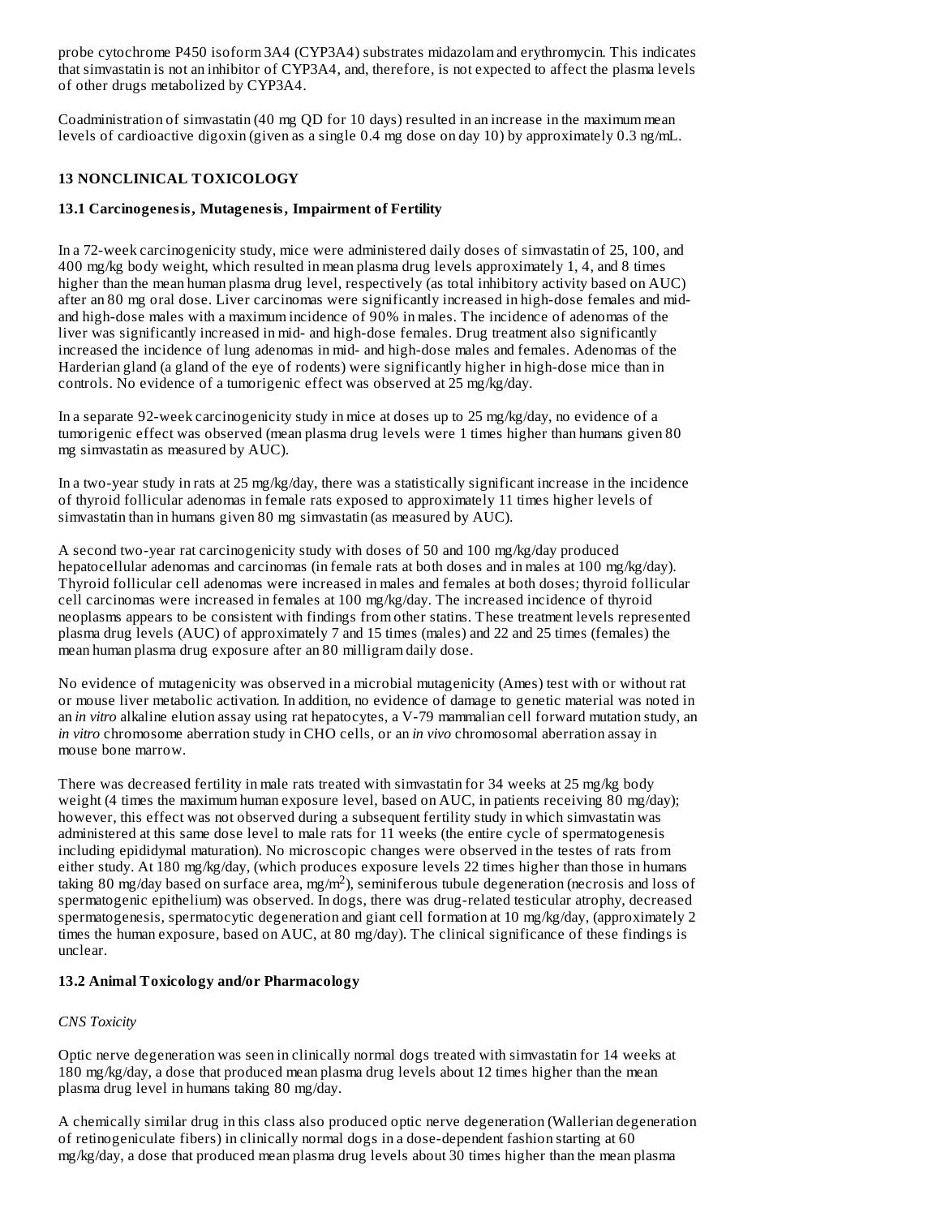probe cytochrome P450 isoform 3A4 (CYP3A4) substrates midazolam and erythromycin. This indicates that simvastatin is not an inhibitor of CYP3A4, and, therefore, is not expected to affect the plasma levels of other drugs metabolized by CYP3A4.

Coadministration of simvastatin (40 mg QD for 10 days) resulted in an increase in the maximum mean levels of cardioactive digoxin (given as a single 0.4 mg dose on day 10) by approximately 0.3 ng/mL.

## 13 NONCLINICAL TOXICOLOGY

### 13.1 Carcinogenesis, Mutagenesis, Impairment of Fertility

In a 72-week carcinogenicity study, mice were administered daily doses of simvastatin of 25, 100, and 400 mg/kg body weight, which resulted in mean plasma drug levels approximately 1, 4, and 8 times higher than the mean human plasma drug level, respectively (as total inhibitory activity based on AUC) after an 80 mg oral dose. Liver carcinomas were significantly increased in high-dose females and mid- and high-dose males with a maximum incidence of 90% in males. The incidence of adenomas of the liver was significantly increased in mid- and high-dose females. Drug treatment also significantly increased the incidence of lung adenomas in mid- and high-dose males and females. Adenomas of the Harderian gland (a gland of the eye of rodents) were significantly higher in high-dose mice than in controls. No evidence of a tumorigenic effect was observed at 25 mg/kg/day.

In a separate 92-week carcinogenicity study in mice at doses up to 25 mg/kg/day, no evidence of a tumorigenic effect was observed (mean plasma drug levels were 1 times higher than humans given 80 mg simvastatin as measured by AUC).

In a two-year study in rats at 25 mg/kg/day, there was a statistically significant increase in the incidence of thyroid follicular adenomas in female rats exposed to approximately 11 times higher levels of simvastatin than in humans given 80 mg simvastatin (as measured by AUC).

A second two-year rat carcinogenicity study with doses of 50 and 100 mg/kg/day produced hepatocellular adenomas and carcinomas (in female rats at both doses and in males at 100 mg/kg/day). Thyroid follicular cell adenomas were increased in males and females at both doses; thyroid follicular cell carcinomas were increased in females at 100 mg/kg/day. The increased incidence of thyroid neoplasms appears to be consistent with findings from other statins. These treatment levels represented plasma drug levels (AUC) of approximately 7 and 15 times (males) and 22 and 25 times (females) the mean human plasma drug exposure after an 80 milligram daily dose.

No evidence of mutagenicity was observed in a microbial mutagenicity (Ames) test with or without rat or mouse liver metabolic activation. In addition, no evidence of damage to genetic material was noted in an *in vitro* alkaline elution assay using rat hepatocytes, a V-79 mammalian cell forward mutation study, an *in vitro* chromosome aberration study in CHO cells, or an *in vivo* chromosomal aberration assay in mouse bone marrow.

There was decreased fertility in male rats treated with simvastatin for 34 weeks at 25 mg/kg body weight (4 times the maximum human exposure level, based on AUC, in patients receiving 80 mg/day); however, this effect was not observed during a subsequent fertility study in which simvastatin was administered at this same dose level to male rats for 11 weeks (the entire cycle of spermatogenesis including epididymal maturation). No microscopic changes were observed in the testes of rats from either study. At 180 mg/kg/day, (which produces exposure levels 22 times higher than those in humans taking 80 mg/day based on surface area, mg/$m^2$), seminiferous tubule degeneration (necrosis and loss of spermatogenic epithelium) was observed. In dogs, there was drug-related testicular atrophy, decreased spermatogenesis, spermatocytic degeneration and giant cell formation at 10 mg/kg/day, (approximately 2 times the human exposure, based on AUC, at 80 mg/day). The clinical significance of these findings is unclear.

### 13.2 Animal Toxicology and/or Pharmacology

*CNS Toxicity*

Optic nerve degeneration was seen in clinically normal dogs treated with simvastatin for 14 weeks at 180 mg/kg/day, a dose that produced mean plasma drug levels about 12 times higher than the mean plasma drug level in humans taking 80 mg/day.

A chemically similar drug in this class also produced optic nerve degeneration (Wallerian degeneration of retinogeniculate fibers) in clinically normal dogs in a dose-dependent fashion starting at 60 mg/kg/day, a dose that produced mean plasma drug levels about 30 times higher than the mean plasma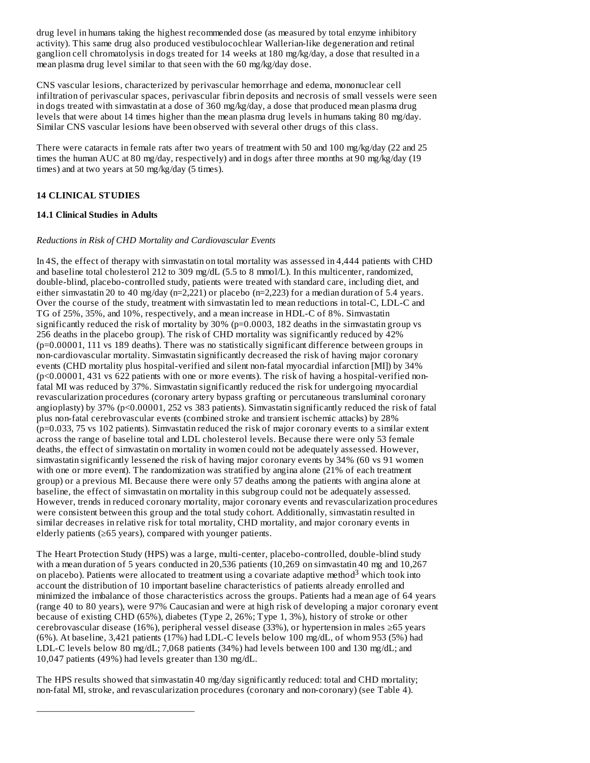drug level in humans taking the highest recommended dose (as measured by total enzyme inhibitory activity). This same drug also produced vestibulocochlear Wallerian-like degeneration and retinal ganglion cell chromatolysis in dogs treated for 14 weeks at 180 mg/kg/day, a dose that resulted in a mean plasma drug level similar to that seen with the 60 mg/kg/day dose.

CNS vascular lesions, characterized by perivascular hemorrhage and edema, mononuclear cell infiltration of perivascular spaces, perivascular fibrin deposits and necrosis of small vessels were seen in dogs treated with simvastatin at a dose of 360 mg/kg/day, a dose that produced mean plasma drug levels that were about 14 times higher than the mean plasma drug levels in humans taking 80 mg/day. Similar CNS vascular lesions have been observed with several other drugs of this class.

There were cataracts in female rats after two years of treatment with 50 and 100 mg/kg/day (22 and 25 times the human AUC at 80 mg/day, respectively) and in dogs after three months at 90 mg/kg/day (19 times) and at two years at 50 mg/kg/day (5 times).

## 14 CLINICAL STUDIES

### 14.1 Clinical Studies in Adults

*Reductions in Risk of CHD Mortality and Cardiovascular Events*

In 4S, the effect of therapy with simvastatin on total mortality was assessed in 4,444 patients with CHD and baseline total cholesterol 212 to 309 mg/dL (5.5 to 8 mmol/L). In this multicenter, randomized, double-blind, placebo-controlled study, patients were treated with standard care, including diet, and either simvastatin 20 to 40 mg/day (n=2,221) or placebo (n=2,223) for a median duration of 5.4 years. Over the course of the study, treatment with simvastatin led to mean reductions in total-C, LDL-C and TG of 25%, 35%, and 10%, respectively, and a mean increase in HDL-C of 8%. Simvastatin significantly reduced the risk of mortality by 30% (p=0.0003, 182 deaths in the simvastatin group vs 256 deaths in the placebo group). The risk of CHD mortality was significantly reduced by 42% (p=0.00001, 111 vs 189 deaths). There was no statistically significant difference between groups in non-cardiovascular mortality. Simvastatin significantly decreased the risk of having major coronary events (CHD mortality plus hospital-verified and silent non-fatal myocardial infarction [MI]) by 34% (p<0.00001, 431 vs 622 patients with one or more events). The risk of having a hospital-verified non-fatal MI was reduced by 37%. Simvastatin significantly reduced the risk for undergoing myocardial revascularization procedures (coronary artery bypass grafting or percutaneous transluminal coronary angioplasty) by 37% (p<0.00001, 252 vs 383 patients). Simvastatin significantly reduced the risk of fatal plus non-fatal cerebrovascular events (combined stroke and transient ischemic attacks) by 28% (p=0.033, 75 vs 102 patients). Simvastatin reduced the risk of major coronary events to a similar extent across the range of baseline total and LDL cholesterol levels. Because there were only 53 female deaths, the effect of simvastatin on mortality in women could not be adequately assessed. However, simvastatin significantly lessened the risk of having major coronary events by 34% (60 vs 91 women with one or more event). The randomization was stratified by angina alone (21% of each treatment group) or a previous MI. Because there were only 57 deaths among the patients with angina alone at baseline, the effect of simvastatin on mortality in this subgroup could not be adequately assessed. However, trends in reduced coronary mortality, major coronary events and revascularization procedures were consistent between this group and the total study cohort. Additionally, simvastatin resulted in similar decreases in relative risk for total mortality, CHD mortality, and major coronary events in elderly patients (≥65 years), compared with younger patients.

The Heart Protection Study (HPS) was a large, multi-center, placebo-controlled, double-blind study with a mean duration of 5 years conducted in 20,536 patients (10,269 on simvastatin 40 mg and 10,267 on placebo). Patients were allocated to treatment using a covariate adaptive method[3] which took into account the distribution of 10 important baseline characteristics of patients already enrolled and minimized the imbalance of those characteristics across the groups. Patients had a mean age of 64 years (range 40 to 80 years), were 97% Caucasian and were at high risk of developing a major coronary event because of existing CHD (65%), diabetes (Type 2, 26%; Type 1, 3%), history of stroke or other cerebrovascular disease (16%), peripheral vessel disease (33%), or hypertension in males ≥65 years (6%). At baseline, 3,421 patients (17%) had LDL-C levels below 100 mg/dL, of whom 953 (5%) had LDL-C levels below 80 mg/dL; 7,068 patients (34%) had levels between 100 and 130 mg/dL; and 10,047 patients (49%) had levels greater than 130 mg/dL.

The HPS results showed that simvastatin 40 mg/day significantly reduced: total and CHD mortality; non-fatal MI, stroke, and revascularization procedures (coronary and non-coronary) (see Table 4).

---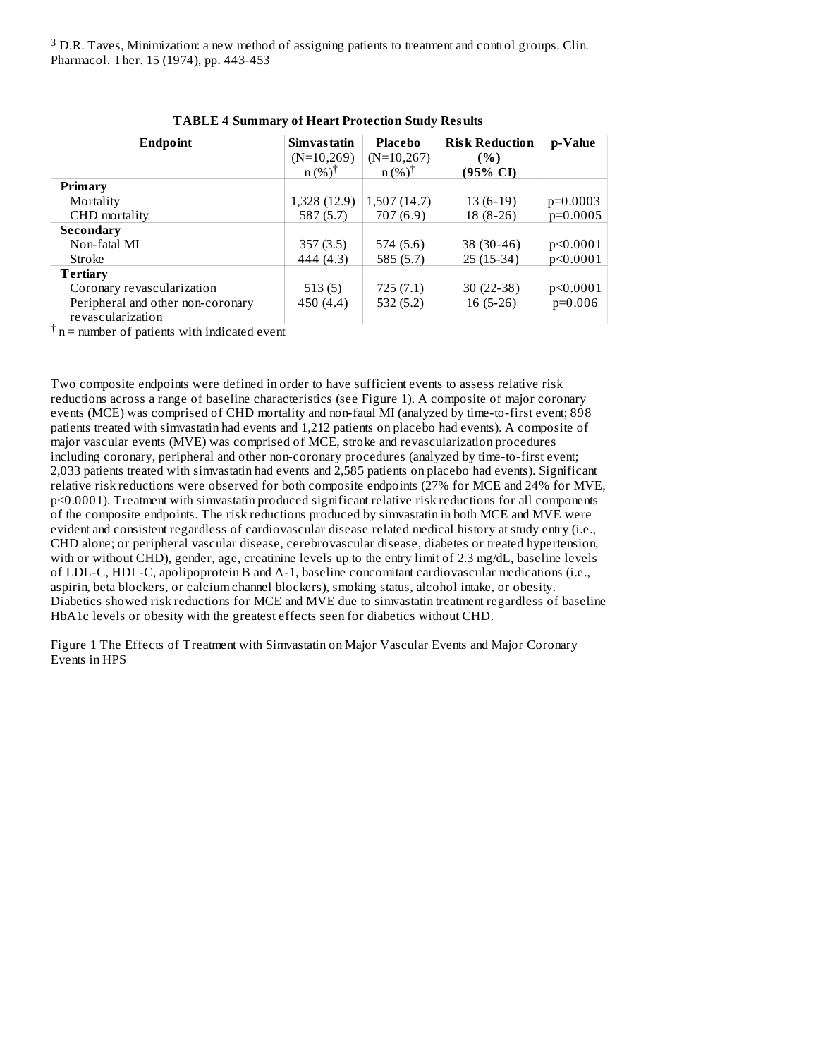[3] D.R. Taves, Minimization: a new method of assigning patients to treatment and control groups. Clin. Pharmacol. Ther. 15 (1974), pp. 443-453

**TABLE 4 Summary of Heart Protection Study Results**

| Endpoint | Simvastatin (N=10,269) n (%)[†] | Placebo (N=10,267) n (%)[†] | Risk Reduction (%) (95% CI) | p-Value |
|---|---|---|---|---|
| **Primary** | | | | |
| Mortality | 1,328 (12.9) | 1,507 (14.7) | 13 (6-19) | p=0.0003 |
| CHD mortality | 587 (5.7) | 707 (6.9) | 18 (8-26) | p=0.0005 |
| **Secondary** | | | | |
| Non-fatal MI | 357 (3.5) | 574 (5.6) | 38 (30-46) | p<0.0001 |
| Stroke | 444 (4.3) | 585 (5.7) | 25 (15-34) | p<0.0001 |
| **Tertiary** | | | | |
| Coronary revascularization | 513 (5) | 725 (7.1) | 30 (22-38) | p<0.0001 |
| Peripheral and other non-coronary revascularization | 450 (4.4) | 532 (5.2) | 16 (5-26) | p=0.006 |

[†] n = number of patients with indicated event

Two composite endpoints were defined in order to have sufficient events to assess relative risk reductions across a range of baseline characteristics (see Figure 1). A composite of major coronary events (MCE) was comprised of CHD mortality and non-fatal MI (analyzed by time-to-first event; 898 patients treated with simvastatin had events and 1,212 patients on placebo had events). A composite of major vascular events (MVE) was comprised of MCE, stroke and revascularization procedures including coronary, peripheral and other non-coronary procedures (analyzed by time-to-first event; 2,033 patients treated with simvastatin had events and 2,585 patients on placebo had events). Significant relative risk reductions were observed for both composite endpoints (27% for MCE and 24% for MVE, p<0.0001). Treatment with simvastatin produced significant relative risk reductions for all components of the composite endpoints. The risk reductions produced by simvastatin in both MCE and MVE were evident and consistent regardless of cardiovascular disease related medical history at study entry (i.e., CHD alone; or peripheral vascular disease, cerebrovascular disease, diabetes or treated hypertension, with or without CHD), gender, age, creatinine levels up to the entry limit of 2.3 mg/dL, baseline levels of LDL-C, HDL-C, apolipoprotein B and A-1, baseline concomitant cardiovascular medications (i.e., aspirin, beta blockers, or calcium channel blockers), smoking status, alcohol intake, or obesity. Diabetics showed risk reductions for MCE and MVE due to simvastatin treatment regardless of baseline HbA1c levels or obesity with the greatest effects seen for diabetics without CHD.

Figure 1 The Effects of Treatment with Simvastatin on Major Vascular Events and Major Coronary Events in HPS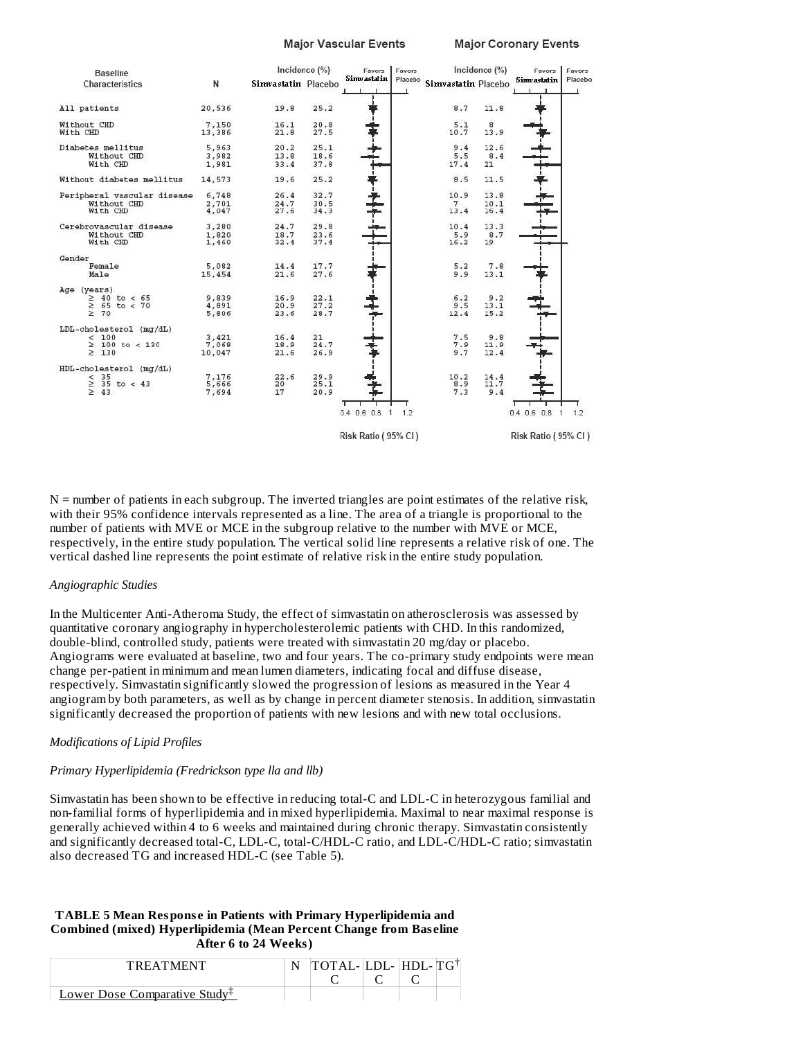| Baseline Characteristics | N | Major Vascular Events Incidence (%) Simvastatin | Placebo | Major Coronary Events Incidence (%) Simvastatin | Placebo |
|---|---|---|---|---|---|
| All patients | 20,536 | 19.8 | 25.2 | 8.7 | 11.8 |
| Without CHD | 7,150 | 16.1 | 20.8 | 5.1 | 8 |
| With CHD | 13,386 | 21.8 | 27.5 | 10.7 | 13.9 |
| Diabetes mellitus | 5,963 | 20.2 | 25.1 | 9.4 | 12.6 |
| Without CHD | 3,982 | 13.8 | 18.6 | 5.5 | 8.4 |
| With CHD | 1,981 | 33.4 | 37.8 | 17.4 | 21 |
| Without diabetes mellitus | 14,573 | 19.6 | 25.2 | 8.5 | 11.5 |
| Peripheral vascular disease | 6,748 | 26.4 | 32.7 | 10.9 | 13.8 |
| Without CHD | 2,701 | 24.7 | 30.5 | 7 | 10.1 |
| With CHD | 4,047 | 27.6 | 34.3 | 13.4 | 16.4 |
| Cerebrovascular disease | 3,280 | 24.7 | 29.8 | 10.4 | 13.3 |
| Without CHD | 1,820 | 18.7 | 23.6 | 5.9 | 8.7 |
| With CHD | 1,460 | 32.4 | 37.4 | 16.2 | 19 |
| Gender | | | | | |
| Female | 5,082 | 14.4 | 17.7 | 5.2 | 7.8 |
| Male | 15,454 | 21.6 | 27.6 | 9.9 | 13.1 |
| Age (years) | | | | | |
| ≥ 40 to < 65 | 9,839 | 16.9 | 22.1 | 6.2 | 9.2 |
| ≥ 65 to < 70 | 4,891 | 20.9 | 27.2 | 9.5 | 13.1 |
| ≥ 70 | 5,806 | 23.6 | 28.7 | 12.4 | 15.2 |
| LDL-cholesterol (mg/dL) | | | | | |
| < 100 | 3,421 | 16.4 | 21 | 7.5 | 9.8 |
| ≥ 100 to < 130 | 7,068 | 18.9 | 24.7 | 7.9 | 11.9 |
| ≥ 130 | 10,047 | 21.6 | 26.9 | 9.7 | 12.4 |
| HDL-cholesterol (mg/dL) | | | | | |
| < 35 | 7,176 | 22.6 | 29.9 | 10.2 | 14.4 |
| ≥ 35 to < 43 | 5,666 | 20 | 25.1 | 8.9 | 11.7 |
| ≥ 43 | 7,694 | 17 | 20.9 | 7.3 | 9.4 |

Risk Ratio (95% CI) — Favors Simvastatin / Favors Placebo

N = number of patients in each subgroup. The inverted triangles are point estimates of the relative risk, with their 95% confidence intervals represented as a line. The area of a triangle is proportional to the number of patients with MVE or MCE in the subgroup relative to the number with MVE or MCE, respectively, in the entire study population. The vertical solid line represents a relative risk of one. The vertical dashed line represents the point estimate of relative risk in the entire study population.

*Angiographic Studies*

In the Multicenter Anti-Atheroma Study, the effect of simvastatin on atherosclerosis was assessed by quantitative coronary angiography in hypercholesterolemic patients with CHD. In this randomized, double-blind, controlled study, patients were treated with simvastatin 20 mg/day or placebo. Angiograms were evaluated at baseline, two and four years. The co-primary study endpoints were mean change per-patient in minimum and mean lumen diameters, indicating focal and diffuse disease, respectively. Simvastatin significantly slowed the progression of lesions as measured in the Year 4 angiogram by both parameters, as well as by change in percent diameter stenosis. In addition, simvastatin significantly decreased the proportion of patients with new lesions and with new total occlusions.

*Modifications of Lipid Profiles*

*Primary Hyperlipidemia (Fredrickson type lla and llb)*

Simvastatin has been shown to be effective in reducing total-C and LDL-C in heterozygous familial and non-familial forms of hyperlipidemia and in mixed hyperlipidemia. Maximal to near maximal response is generally achieved within 4 to 6 weeks and maintained during chronic therapy. Simvastatin consistently and significantly decreased total-C, LDL-C, total-C/HDL-C ratio, and LDL-C/HDL-C ratio; simvastatin also decreased TG and increased HDL-C (see Table 5).

**TABLE 5 Mean Response in Patients with Primary Hyperlipidemia and Combined (mixed) Hyperlipidemia (Mean Percent Change from Baseline After 6 to 24 Weeks)**

| TREATMENT | N | TOTAL-C | LDL-C | HDL-C | TG[†] |
|---|---|---|---|---|---|
| Lower Dose Comparative Study[‡] | | | | | |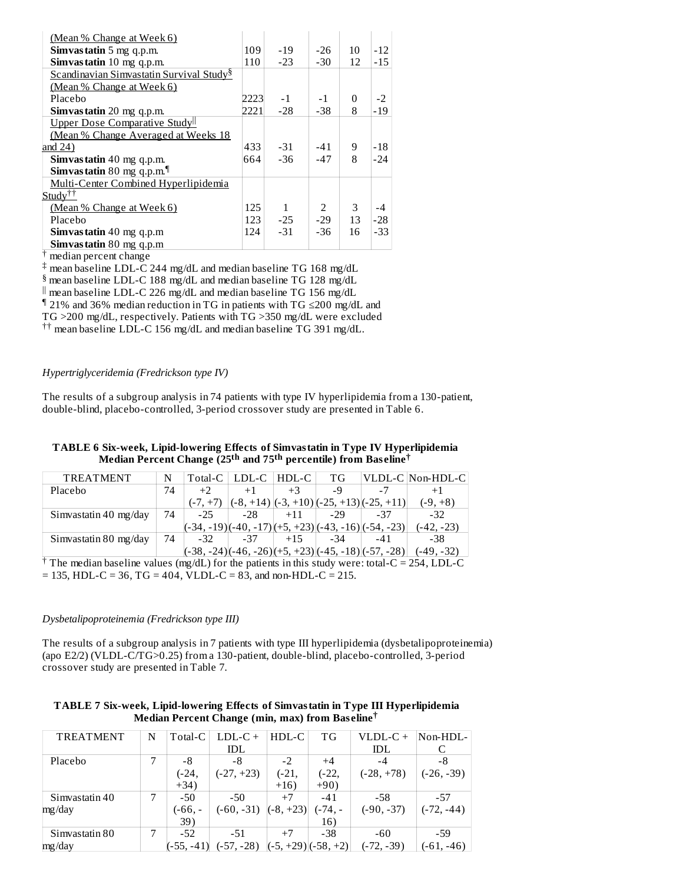| | | | | | |
|---|---|---|---|---|---|
| (Mean % Change at Week 6) | | | | | |
| **Simvastatin** 5 mg q.p.m. | 109 | -19 | -26 | 10 | -12 |
| **Simvastatin** 10 mg q.p.m. | 110 | -23 | -30 | 12 | -15 |
| Scandinavian Simvastatin Survival Study[§] (Mean % Change at Week 6) | | | | | |
| Placebo | 2223 | -1 | -1 | 0 | -2 |
| **Simvastatin** 20 mg q.p.m. | 2221 | -28 | -38 | 8 | -19 |
| Upper Dose Comparative Study[‖] (Mean % Change Averaged at Weeks 18 and 24) | 433 | -31 | -41 | 9 | -18 |
| **Simvastatin** 40 mg q.p.m. | 664 | -36 | -47 | 8 | -24 |
| **Simvastatin** 80 mg q.p.m.[¶] | | | | | |
| Multi-Center Combined Hyperlipidemia Study[††] | | | | | |
| (Mean % Change at Week 6) | 125 | 1 | 2 | 3 | -4 |
| Placebo | 123 | -25 | -29 | 13 | -28 |
| **Simvastatin** 40 mg q.p.m | 124 | -31 | -36 | 16 | -33 |
| **Simvastatin** 80 mg q.p.m | | | | | |

[†] median percent change
[‡] mean baseline LDL-C 244 mg/dL and median baseline TG 168 mg/dL
[§] mean baseline LDL-C 188 mg/dL and median baseline TG 128 mg/dL
[‖] mean baseline LDL-C 226 mg/dL and median baseline TG 156 mg/dL
[¶] 21% and 36% median reduction in TG in patients with TG ≤200 mg/dL and TG >200 mg/dL, respectively. Patients with TG >350 mg/dL were excluded
[††] mean baseline LDL-C 156 mg/dL and median baseline TG 391 mg/dL.

*Hypertriglyceridemia (Fredrickson type IV)*

The results of a subgroup analysis in 74 patients with type IV hyperlipidemia from a 130-patient, double-blind, placebo-controlled, 3-period crossover study are presented in Table 6.

**TABLE 6 Six-week, Lipid-lowering Effects of Simvastatin in Type IV Hyperlipidemia Median Percent Change (25th and 75th percentile) from Baseline[†]**

| TREATMENT | N | Total-C | LDL-C | HDL-C | TG | VLDL-C | Non-HDL-C |
|---|---|---|---|---|---|---|---|
| Placebo | 74 | +2 (-7, +7) | +1 (-8, +14) | +3 (-3, +10) | -9 (-25, +13) | -7 (-25, +11) | +1 (-9, +8) |
| Simvastatin 40 mg/day | 74 | -25 (-34, -19) | -28 (-40, -17) | +11 (+5, +23) | -29 (-43, -16) | -37 (-54, -23) | -32 (-42, -23) |
| Simvastatin 80 mg/day | 74 | -32 (-38, -24) | -37 (-46, -26) | +15 (+5, +23) | -34 (-45, -18) | -41 (-57, -28) | -38 (-49, -32) |

[†] The median baseline values (mg/dL) for the patients in this study were: total-C = 254, LDL-C = 135, HDL-C = 36, TG = 404, VLDL-C = 83, and non-HDL-C = 215.

*Dysbetalipoproteinemia (Fredrickson type III)*

The results of a subgroup analysis in 7 patients with type III hyperlipidemia (dysbetalipoproteinemia) (apo E2/2) (VLDL-C/TG>0.25) from a 130-patient, double-blind, placebo-controlled, 3-period crossover study are presented in Table 7.

**TABLE 7 Six-week, Lipid-lowering Effects of Simvastatin in Type III Hyperlipidemia Median Percent Change (min, max) from Baseline[†]**

| TREATMENT | N | Total-C | LDL-C + IDL | HDL-C | TG | VLDL-C + IDL | Non-HDL-C |
|---|---|---|---|---|---|---|---|
| Placebo | 7 | -8 (-24, +34) | -8 (-27, +23) | -2 (-21, +16) | +4 (-22, +90) | -4 (-28, +78) | -8 (-26, -39) |
| Simvastatin 40 mg/day | 7 | -50 (-66, -39) | -50 (-60, -31) | +7 (-8, +23) | -41 (-74, -16) | -58 (-90, -37) | -57 (-72, -44) |
| Simvastatin 80 mg/day | 7 | -52 (-55, -41) | -51 (-57, -28) | +7 (-5, +29) | -38 (-58, +2) | -60 (-72, -39) | -59 (-61, -46) |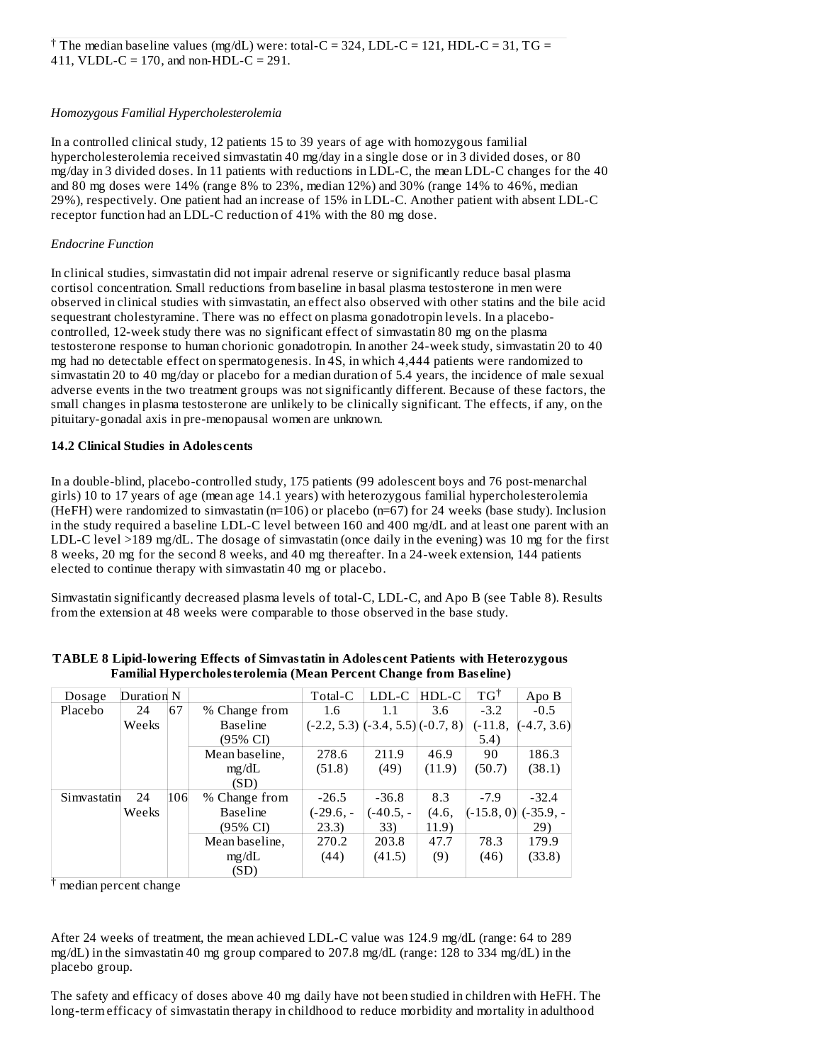† The median baseline values (mg/dL) were: total-C = 324, LDL-C = 121, HDL-C = 31, TG = 411, VLDL-C = 170, and non-HDL-C = 291.

*Homozygous Familial Hypercholesterolemia*

In a controlled clinical study, 12 patients 15 to 39 years of age with homozygous familial hypercholesterolemia received simvastatin 40 mg/day in a single dose or in 3 divided doses, or 80 mg/day in 3 divided doses. In 11 patients with reductions in LDL-C, the mean LDL-C changes for the 40 and 80 mg doses were 14% (range 8% to 23%, median 12%) and 30% (range 14% to 46%, median 29%), respectively. One patient had an increase of 15% in LDL-C. Another patient with absent LDL-C receptor function had an LDL-C reduction of 41% with the 80 mg dose.

*Endocrine Function*

In clinical studies, simvastatin did not impair adrenal reserve or significantly reduce basal plasma cortisol concentration. Small reductions from baseline in basal plasma testosterone in men were observed in clinical studies with simvastatin, an effect also observed with other statins and the bile acid sequestrant cholestyramine. There was no effect on plasma gonadotropin levels. In a placebo-controlled, 12-week study there was no significant effect of simvastatin 80 mg on the plasma testosterone response to human chorionic gonadotropin. In another 24-week study, simvastatin 20 to 40 mg had no detectable effect on spermatogenesis. In 4S, in which 4,444 patients were randomized to simvastatin 20 to 40 mg/day or placebo for a median duration of 5.4 years, the incidence of male sexual adverse events in the two treatment groups was not significantly different. Because of these factors, the small changes in plasma testosterone are unlikely to be clinically significant. The effects, if any, on the pituitary-gonadal axis in pre-menopausal women are unknown.

### 14.2 Clinical Studies in Adolescents

In a double-blind, placebo-controlled study, 175 patients (99 adolescent boys and 76 post-menarchal girls) 10 to 17 years of age (mean age 14.1 years) with heterozygous familial hypercholesterolemia (HeFH) were randomized to simvastatin (n=106) or placebo (n=67) for 24 weeks (base study). Inclusion in the study required a baseline LDL-C level between 160 and 400 mg/dL and at least one parent with an LDL-C level >189 mg/dL. The dosage of simvastatin (once daily in the evening) was 10 mg for the first 8 weeks, 20 mg for the second 8 weeks, and 40 mg thereafter. In a 24-week extension, 144 patients elected to continue therapy with simvastatin 40 mg or placebo.

Simvastatin significantly decreased plasma levels of total-C, LDL-C, and Apo B (see Table 8). Results from the extension at 48 weeks were comparable to those observed in the base study.

**TABLE 8 Lipid-lowering Effects of Simvastatin in Adolescent Patients with Heterozygous Familial Hypercholesterolemia (Mean Percent Change from Baseline)**

| Dosage | Duration | N | | Total-C | LDL-C | HDL-C | TG† | Apo B |
|---|---|---|---|---|---|---|---|---|
| Placebo | 24 Weeks | 67 | % Change from Baseline (95% CI) | 1.6 (-2.2, 5.3) | 1.1 (-3.4, 5.5) | 3.6 (-0.7, 8) | -3.2 (-11.8, 5.4) | -0.5 (-4.7, 3.6) |
| | | | Mean baseline, mg/dL (SD) | 278.6 (51.8) | 211.9 (49) | 46.9 (11.9) | 90 (50.7) | 186.3 (38.1) |
| Simvastatin | 24 Weeks | 106 | % Change from Baseline (95% CI) | -26.5 (-29.6, -23.3) | -36.8 (-40.5, -33) | 8.3 (4.6, 11.9) | -7.9 (-15.8, 0) | -32.4 (-35.9, -29) |
| | | | Mean baseline, mg/dL (SD) | 270.2 (44) | 203.8 (41.5) | 47.7 (9) | 78.3 (46) | 179.9 (33.8) |

† median percent change

After 24 weeks of treatment, the mean achieved LDL-C value was 124.9 mg/dL (range: 64 to 289 mg/dL) in the simvastatin 40 mg group compared to 207.8 mg/dL (range: 128 to 334 mg/dL) in the placebo group.

The safety and efficacy of doses above 40 mg daily have not been studied in children with HeFH. The long-term efficacy of simvastatin therapy in childhood to reduce morbidity and mortality in adulthood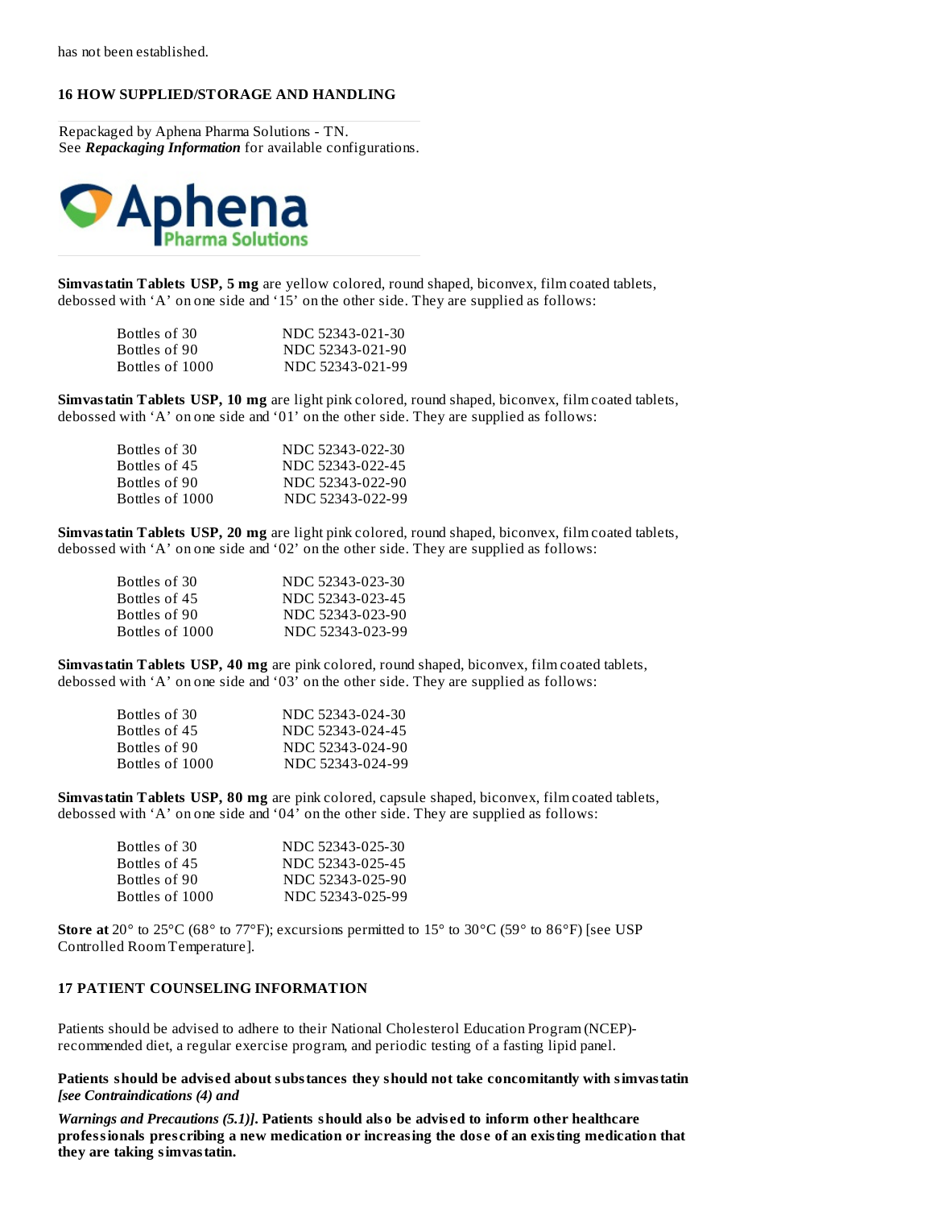has not been established.

## 16 HOW SUPPLIED/STORAGE AND HANDLING

Repackaged by Aphena Pharma Solutions - TN.
See ***Repackaging Information*** for available configurations.

**Simvastatin Tablets USP, 5 mg** are yellow colored, round shaped, biconvex, film coated tablets, debossed with 'A' on one side and '15' on the other side. They are supplied as follows:

| | |
|---|---|
| Bottles of 30 | NDC 52343-021-30 |
| Bottles of 90 | NDC 52343-021-90 |
| Bottles of 1000 | NDC 52343-021-99 |

**Simvastatin Tablets USP, 10 mg** are light pink colored, round shaped, biconvex, film coated tablets, debossed with 'A' on one side and '01' on the other side. They are supplied as follows:

| | |
|---|---|
| Bottles of 30 | NDC 52343-022-30 |
| Bottles of 45 | NDC 52343-022-45 |
| Bottles of 90 | NDC 52343-022-90 |
| Bottles of 1000 | NDC 52343-022-99 |

**Simvastatin Tablets USP, 20 mg** are light pink colored, round shaped, biconvex, film coated tablets, debossed with 'A' on one side and '02' on the other side. They are supplied as follows:

| | |
|---|---|
| Bottles of 30 | NDC 52343-023-30 |
| Bottles of 45 | NDC 52343-023-45 |
| Bottles of 90 | NDC 52343-023-90 |
| Bottles of 1000 | NDC 52343-023-99 |

**Simvastatin Tablets USP, 40 mg** are pink colored, round shaped, biconvex, film coated tablets, debossed with 'A' on one side and '03' on the other side. They are supplied as follows:

| | |
|---|---|
| Bottles of 30 | NDC 52343-024-30 |
| Bottles of 45 | NDC 52343-024-45 |
| Bottles of 90 | NDC 52343-024-90 |
| Bottles of 1000 | NDC 52343-024-99 |

**Simvastatin Tablets USP, 80 mg** are pink colored, capsule shaped, biconvex, film coated tablets, debossed with 'A' on one side and '04' on the other side. They are supplied as follows:

| | |
|---|---|
| Bottles of 30 | NDC 52343-025-30 |
| Bottles of 45 | NDC 52343-025-45 |
| Bottles of 90 | NDC 52343-025-90 |
| Bottles of 1000 | NDC 52343-025-99 |

**Store at** 20° to 25°C (68° to 77°F); excursions permitted to 15° to 30°C (59° to 86°F) [see USP Controlled Room Temperature].

## 17 PATIENT COUNSELING INFORMATION

Patients should be advised to adhere to their National Cholesterol Education Program (NCEP)-recommended diet, a regular exercise program, and periodic testing of a fasting lipid panel.

**Patients should be advised about substances they should not take concomitantly with simvastatin *[see Contraindications (4) and Warnings and Precautions (5.1)]*. Patients should also be advised to inform other healthcare professionals prescribing a new medication or increasing the dose of an existing medication that they are taking simvastatin.**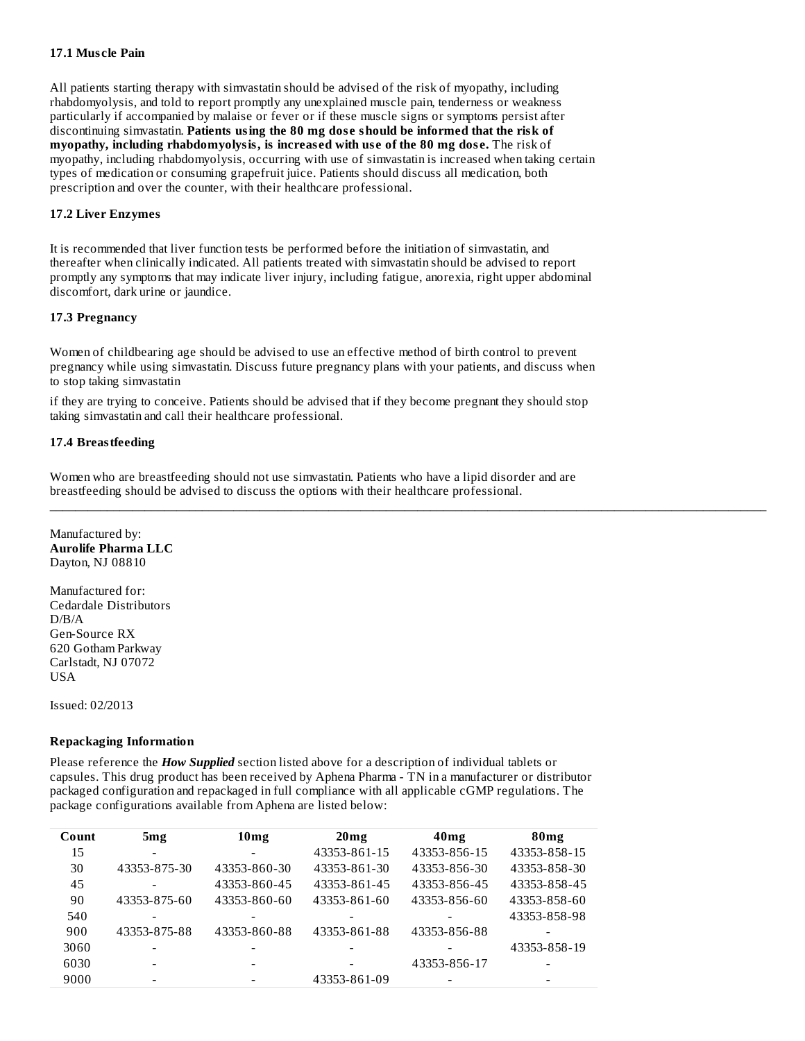### 17.1 Muscle Pain

All patients starting therapy with simvastatin should be advised of the risk of myopathy, including rhabdomyolysis, and told to report promptly any unexplained muscle pain, tenderness or weakness particularly if accompanied by malaise or fever or if these muscle signs or symptoms persist after discontinuing simvastatin. **Patients using the 80 mg dose should be informed that the risk of myopathy, including rhabdomyolysis, is increased with use of the 80 mg dose.** The risk of myopathy, including rhabdomyolysis, occurring with use of simvastatin is increased when taking certain types of medication or consuming grapefruit juice. Patients should discuss all medication, both prescription and over the counter, with their healthcare professional.

### 17.2 Liver Enzymes

It is recommended that liver function tests be performed before the initiation of simvastatin, and thereafter when clinically indicated. All patients treated with simvastatin should be advised to report promptly any symptoms that may indicate liver injury, including fatigue, anorexia, right upper abdominal discomfort, dark urine or jaundice.

### 17.3 Pregnancy

Women of childbearing age should be advised to use an effective method of birth control to prevent pregnancy while using simvastatin. Discuss future pregnancy plans with your patients, and discuss when to stop taking simvastatin

if they are trying to conceive. Patients should be advised that if they become pregnant they should stop taking simvastatin and call their healthcare professional.

### 17.4 Breastfeeding

Women who are breastfeeding should not use simvastatin. Patients who have a lipid disorder and are breastfeeding should be advised to discuss the options with their healthcare professional.

---

Manufactured by:
**Aurolife Pharma LLC**
Dayton, NJ 08810

Manufactured for:
Cedardale Distributors
D/B/A
Gen-Source RX
620 Gotham Parkway
Carlstadt, NJ 07072
USA

Issued: 02/2013

**Repackaging Information**

Please reference the ***How Supplied*** section listed above for a description of individual tablets or capsules. This drug product has been received by Aphena Pharma - TN in a manufacturer or distributor packaged configuration and repackaged in full compliance with all applicable cGMP regulations. The package configurations available from Aphena are listed below:

| Count | 5mg | 10mg | 20mg | 40mg | 80mg |
|---|---|---|---|---|---|
| 15 | - | - | 43353-861-15 | 43353-856-15 | 43353-858-15 |
| 30 | 43353-875-30 | 43353-860-30 | 43353-861-30 | 43353-856-30 | 43353-858-30 |
| 45 | - | 43353-860-45 | 43353-861-45 | 43353-856-45 | 43353-858-45 |
| 90 | 43353-875-60 | 43353-860-60 | 43353-861-60 | 43353-856-60 | 43353-858-60 |
| 540 | - | - | - | - | 43353-858-98 |
| 900 | 43353-875-88 | 43353-860-88 | 43353-861-88 | 43353-856-88 | - |
| 3060 | - | - | - | - | 43353-858-19 |
| 6030 | - | - | - | 43353-856-17 | - |
| 9000 | - | - | 43353-861-09 | - | - |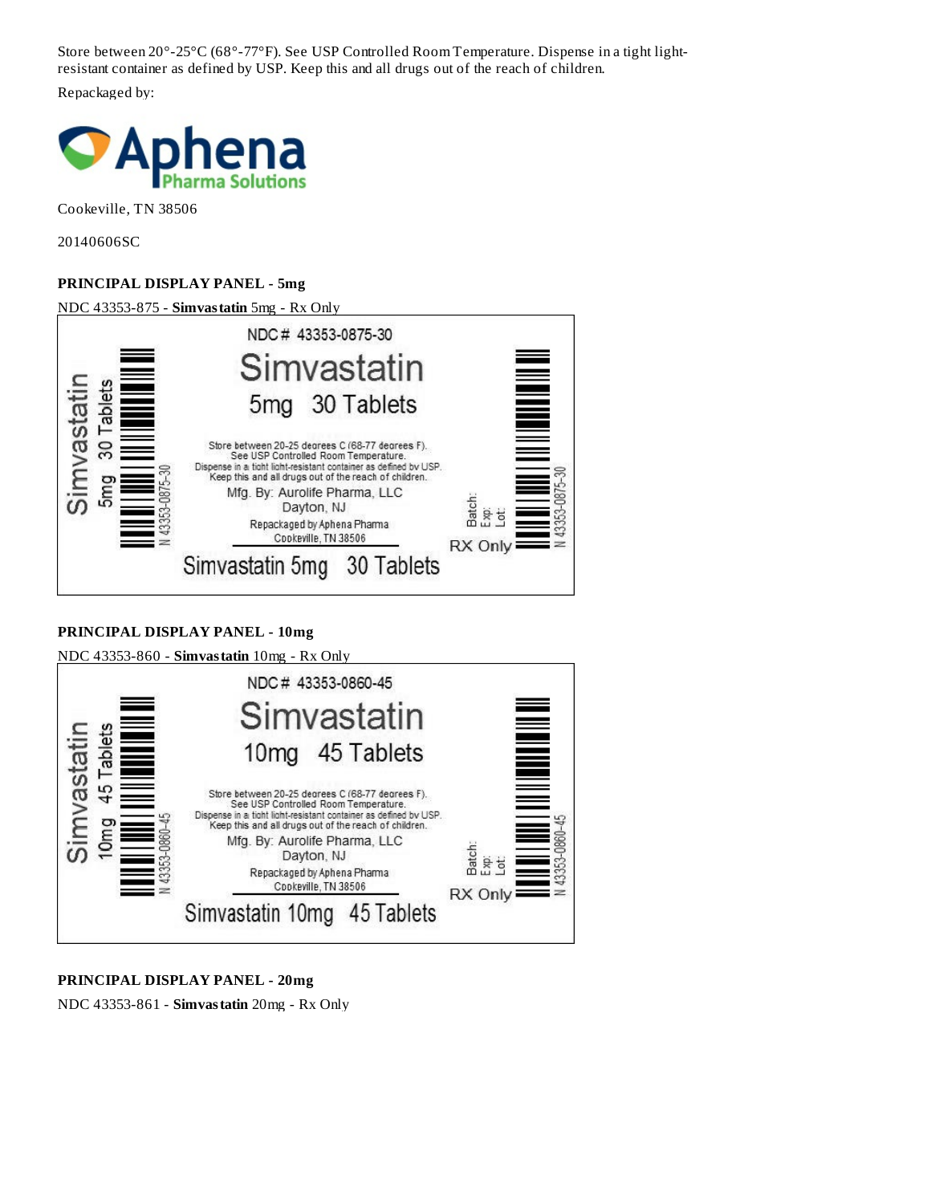Store between 20°-25°C (68°-77°F). See USP Controlled Room Temperature. Dispense in a tight light-resistant container as defined by USP. Keep this and all drugs out of the reach of children.

Repackaged by:

Aphena Pharma Solutions

Cookeville, TN 38506

20140606SC

**PRINCIPAL DISPLAY PANEL - 5mg**

NDC 43353-875 - **Simvastatin** 5mg - Rx Only

NDC# 43353-0875-30

Simvastatin

5mg 30 Tablets

Store between 20-25 degrees C (68-77 degrees F).
See USP Controlled Room Temperature.
Dispense in a tight light-resistant container as defined by USP.
Keep this and all drugs out of the reach of children.

Mfg. By: Aurolife Pharma, LLC
Dayton, NJ

Repackaged by Aphena Pharma
Cookeville, TN 38506

Batch:
Exp:
Lot:

RX Only

Simvastatin 5mg 30 Tablets

Simvastatin 5mg 30 Tablets

N 43353-0875-30

**PRINCIPAL DISPLAY PANEL - 10mg**

NDC 43353-860 - **Simvastatin** 10mg - Rx Only

NDC# 43353-0860-45

Simvastatin

10mg 45 Tablets

Store between 20-25 degrees C (68-77 degrees F).
See USP Controlled Room Temperature.
Dispense in a tight light-resistant container as defined by USP.
Keep this and all drugs out of the reach of children.

Mfg. By: Aurolife Pharma, LLC
Dayton, NJ

Repackaged by Aphena Pharma
Cookeville, TN 38506

Batch:
Exp:
Lot:

RX Only

Simvastatin 10mg 45 Tablets

Simvastatin 10mg 45 Tablets

N 43353-0860-45

**PRINCIPAL DISPLAY PANEL - 20mg**

NDC 43353-861 - **Simvastatin** 20mg - Rx Only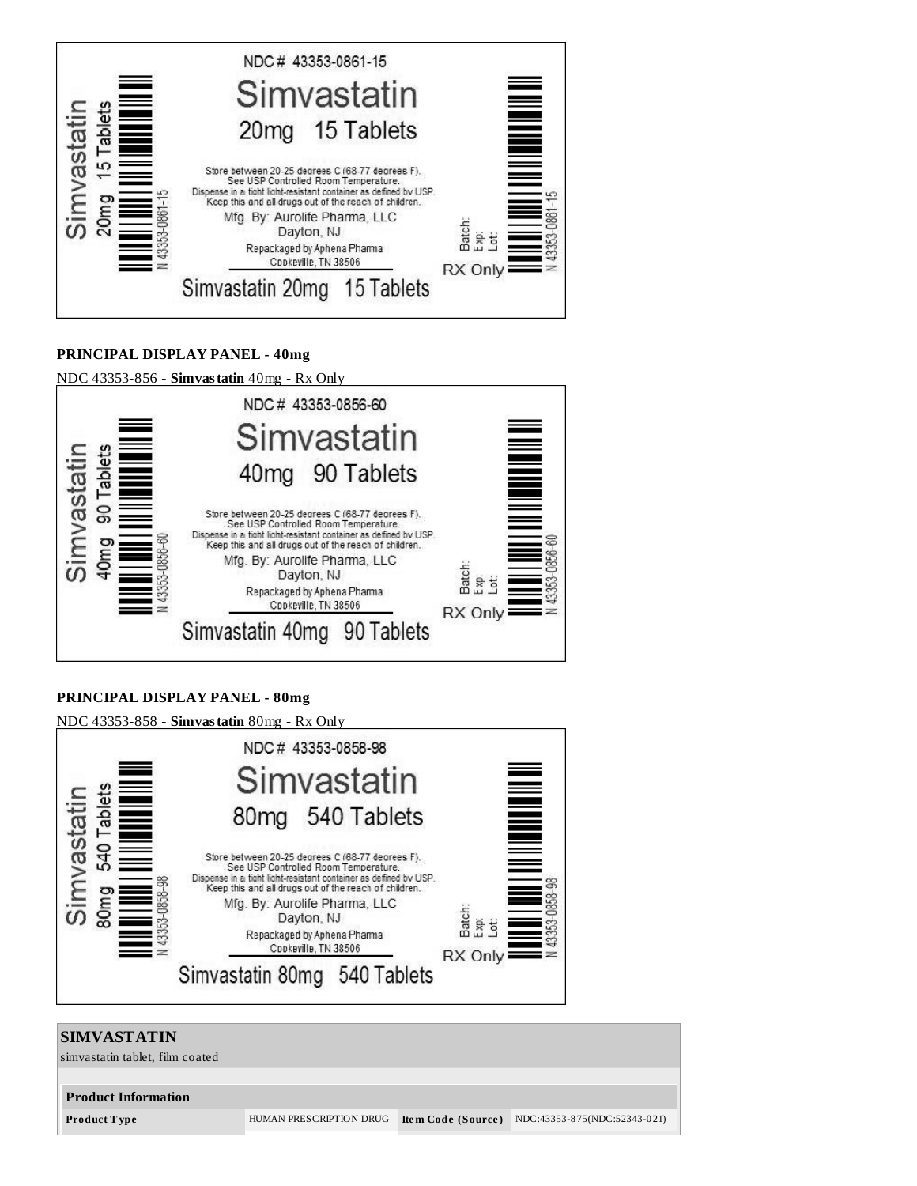NDC # 43353-0861-15

Simvastatin

20mg 15 Tablets

Store between 20-25 degrees C (68-77 degrees F). See USP Controlled Room Temperature. Dispense in a tight light-resistant container as defined by USP. Keep this and all drugs out of the reach of children.

Mfg. By: Aurolife Pharma, LLC Dayton, NJ

Repackaged by Aphena Pharma Cookeville, TN 38506

Batch: Exp: Lot:

RX Only

Simvastatin 20mg 15 Tablets

**PRINCIPAL DISPLAY PANEL - 40mg**

NDC 43353-856 - **Simvastatin** 40mg - Rx Only

NDC # 43353-0856-60

Simvastatin

40mg 90 Tablets

Store between 20-25 degrees C (68-77 degrees F). See USP Controlled Room Temperature. Dispense in a tight light-resistant container as defined by USP. Keep this and all drugs out of the reach of children.

Mfg. By: Aurolife Pharma, LLC Dayton, NJ

Repackaged by Aphena Pharma Cookeville, TN 38506

Batch: Exp: Lot:

RX Only

Simvastatin 40mg 90 Tablets

**PRINCIPAL DISPLAY PANEL - 80mg**

NDC 43353-858 - **Simvastatin** 80mg - Rx Only

NDC # 43353-0858-98

Simvastatin

80mg 540 Tablets

Store between 20-25 degrees C (68-77 degrees F). See USP Controlled Room Temperature. Dispense in a tight light-resistant container as defined by USP. Keep this and all drugs out of the reach of children.

Mfg. By: Aurolife Pharma, LLC Dayton, NJ

Repackaged by Aphena Pharma Cookeville, TN 38506

Batch: Exp: Lot:

RX Only

Simvastatin 80mg 540 Tablets

**SIMVASTATIN**

simvastatin tablet, film coated

| Product Information | | | |
|---|---|---|---|
| **Product Type** | HUMAN PRESCRIPTION DRUG | **Item Code (Source)** | NDC:43353-875(NDC:52343-021) |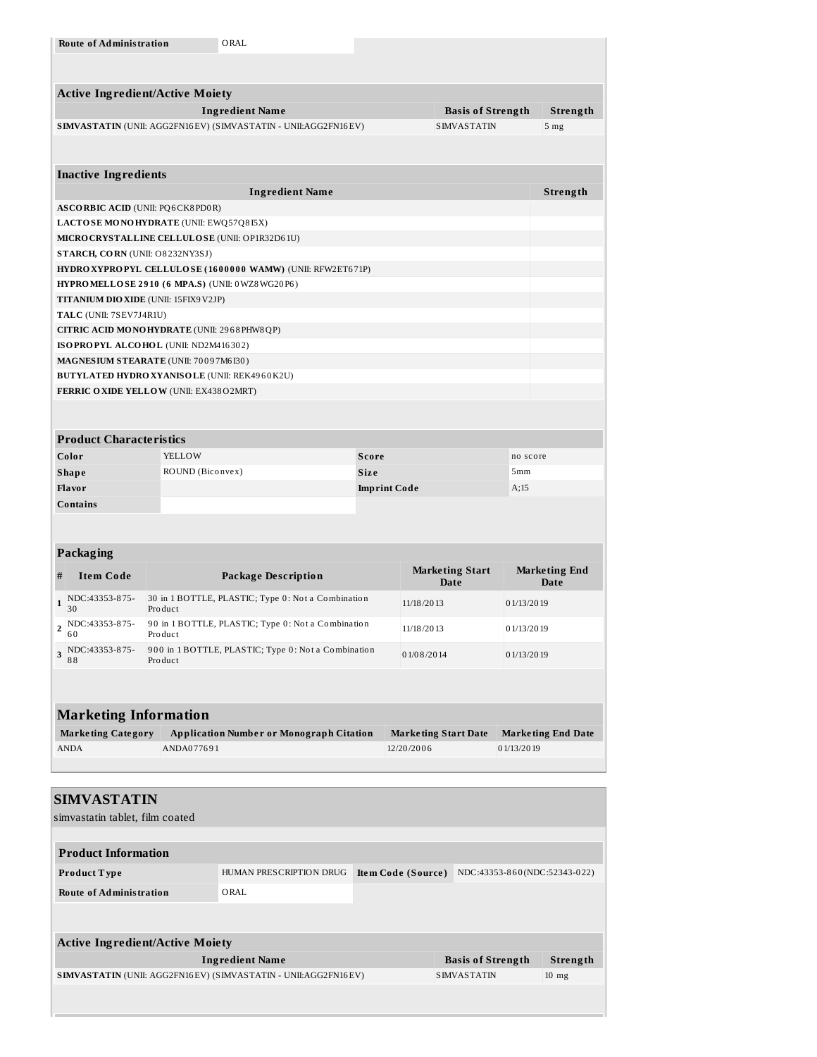| Route of Administration | ORAL |
|---|---|

### Active Ingredient/Active Moiety

| Ingredient Name | Basis of Strength | Strength |
|---|---|---|
| **SIMVASTATIN** (UNII: AGG2FN16EV) (SIMVASTATIN - UNII:AGG2FN16EV) | SIMVASTATIN | 5 mg |

### Inactive Ingredients

| Ingredient Name | Strength |
|---|---|
| **ASCORBIC ACID** (UNII: PQ6CK8PD0R) | |
| **LACTOSE MONOHYDRATE** (UNII: EWQ57Q8I5X) | |
| **MICROCRYSTALLINE CELLULOSE** (UNII: OP1R32D61U) | |
| **STARCH, CORN** (UNII: O8232NY3SJ) | |
| **HYDROXYPROPYL CELLULOSE (1600000 WAMW)** (UNII: RFW2ET671P) | |
| **HYPROMELLOSE 2910 (6 MPA.S)** (UNII: 0WZ8WG20P6) | |
| **TITANIUM DIOXIDE** (UNII: 15FIX9V2JP) | |
| **TALC** (UNII: 7SEV7J4R1U) | |
| **CITRIC ACID MONOHYDRATE** (UNII: 2968PHW8QP) | |
| **ISOPROPYL ALCOHOL** (UNII: ND2M416302) | |
| **MAGNESIUM STEARATE** (UNII: 70097M6I30) | |
| **BUTYLATED HYDROXYANISOLE** (UNII: REK4960K2U) | |
| **FERRIC OXIDE YELLOW** (UNII: EX438O2MRT) | |

### Product Characteristics

| | | | |
|---|---|---|---|
| Color | YELLOW | Score | no score |
| Shape | ROUND (Biconvex) | Size | 5mm |
| Flavor | | Imprint Code | A;15 |
| Contains | | | |

### Packaging

| # | Item Code | Package Description | Marketing Start Date | Marketing End Date |
|---|---|---|---|---|
| 1 | NDC:43353-875-30 | 30 in 1 BOTTLE, PLASTIC; Type 0: Not a Combination Product | 11/18/2013 | 01/13/2019 |
| 2 | NDC:43353-875-60 | 90 in 1 BOTTLE, PLASTIC; Type 0: Not a Combination Product | 11/18/2013 | 01/13/2019 |
| 3 | NDC:43353-875-88 | 900 in 1 BOTTLE, PLASTIC; Type 0: Not a Combination Product | 01/08/2014 | 01/13/2019 |

### Marketing Information

| Marketing Category | Application Number or Monograph Citation | Marketing Start Date | Marketing End Date |
|---|---|---|---|
| ANDA | ANDA077691 | 12/20/2006 | 01/13/2019 |

## SIMVASTATIN

simvastatin tablet, film coated

### Product Information

| | | | |
|---|---|---|---|
| Product Type | HUMAN PRESCRIPTION DRUG | Item Code (Source) | NDC:43353-860(NDC:52343-022) |
| Route of Administration | ORAL | | |

### Active Ingredient/Active Moiety

| Ingredient Name | Basis of Strength | Strength |
|---|---|---|
| **SIMVASTATIN** (UNII: AGG2FN16EV) (SIMVASTATIN - UNII:AGG2FN16EV) | SIMVASTATIN | 10 mg |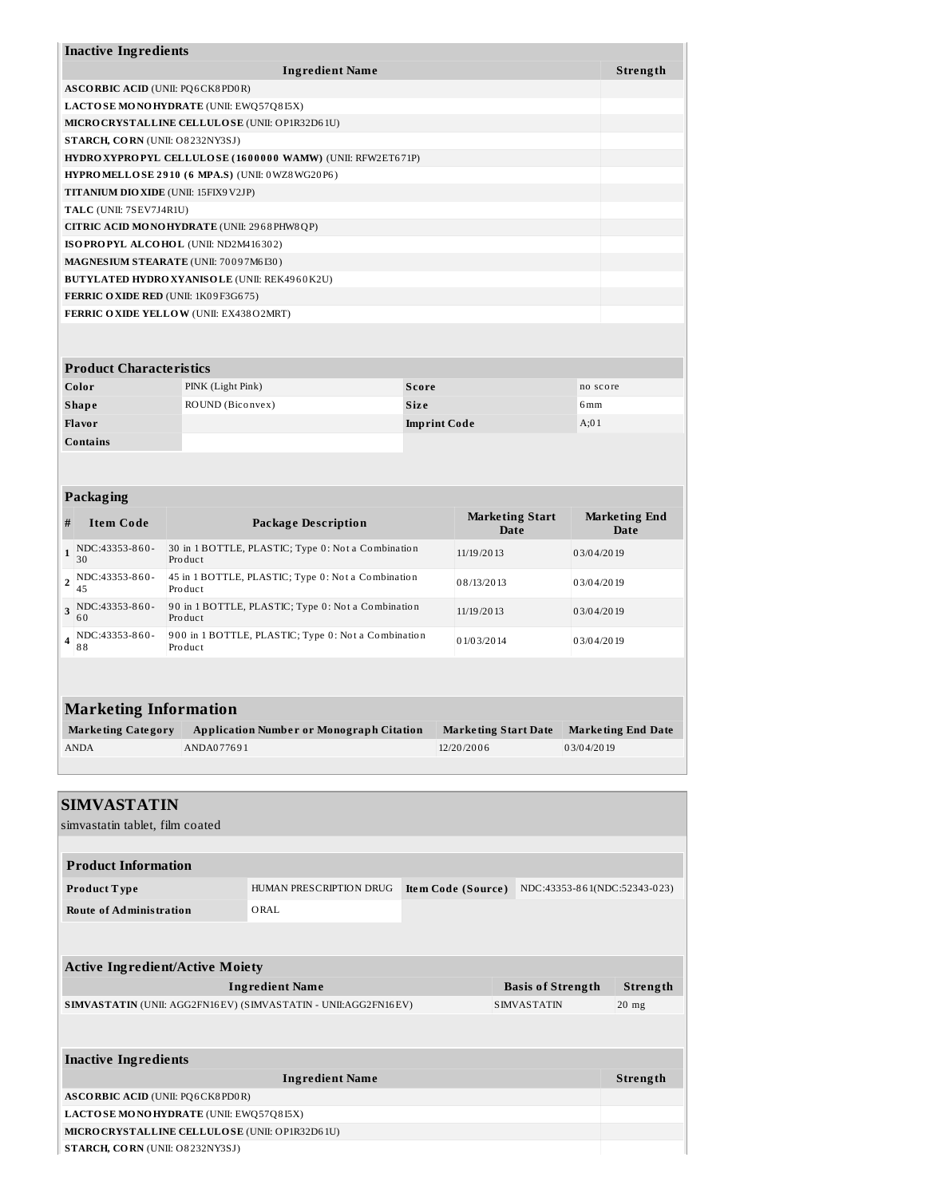## Inactive Ingredients

| Ingredient Name | Strength |
|---|---|
| **ASCORBIC ACID** (UNII: PQ6CK8PD0R) | |
| **LACTOSE MONOHYDRATE** (UNII: EWQ57Q8I5X) | |
| **MICROCRYSTALLINE CELLULOSE** (UNII: OP1R32D61U) | |
| **STARCH, CORN** (UNII: O8232NY3SJ) | |
| **HYDROXYPROPYL CELLULOSE (1600000 WAMW)** (UNII: RFW2ET671P) | |
| **HYPROMELLOSE 2910 (6 MPA.S)** (UNII: 0WZ8WG20P6) | |
| **TITANIUM DIOXIDE** (UNII: 15FIX9V2JP) | |
| **TALC** (UNII: 7SEV7J4R1U) | |
| **CITRIC ACID MONOHYDRATE** (UNII: 2968PHW8QP) | |
| **ISOPROPYL ALCOHOL** (UNII: ND2M416302) | |
| **MAGNESIUM STEARATE** (UNII: 70097M6I30) | |
| **BUTYLATED HYDROXYANISOLE** (UNII: REK4960K2U) | |
| **FERRIC OXIDE RED** (UNII: 1K09F3G675) | |
| **FERRIC OXIDE YELLOW** (UNII: EX438O2MRT) | |

## Product Characteristics

| | | | |
|---|---|---|---|
| **Color** | PINK (Light Pink) | **Score** | no score |
| **Shape** | ROUND (Biconvex) | **Size** | 6mm |
| **Flavor** | | **Imprint Code** | A;01 |
| **Contains** | | | |

## Packaging

| # | Item Code | Package Description | Marketing Start Date | Marketing End Date |
|---|---|---|---|---|
| 1 | NDC:43353-860-30 | 30 in 1 BOTTLE, PLASTIC; Type 0: Not a Combination Product | 11/19/2013 | 03/04/2019 |
| 2 | NDC:43353-860-45 | 45 in 1 BOTTLE, PLASTIC; Type 0: Not a Combination Product | 08/13/2013 | 03/04/2019 |
| 3 | NDC:43353-860-60 | 90 in 1 BOTTLE, PLASTIC; Type 0: Not a Combination Product | 11/19/2013 | 03/04/2019 |
| 4 | NDC:43353-860-88 | 900 in 1 BOTTLE, PLASTIC; Type 0: Not a Combination Product | 01/03/2014 | 03/04/2019 |

## Marketing Information

| Marketing Category | Application Number or Monograph Citation | Marketing Start Date | Marketing End Date |
|---|---|---|---|
| ANDA | ANDA077691 | 12/20/2006 | 03/04/2019 |

# SIMVASTATIN

simvastatin tablet, film coated

## Product Information

| | | | |
|---|---|---|---|
| **Product Type** | HUMAN PRESCRIPTION DRUG | **Item Code (Source)** | NDC:43353-861(NDC:52343-023) |
| **Route of Administration** | ORAL | | |

## Active Ingredient/Active Moiety

| Ingredient Name | Basis of Strength | Strength |
|---|---|---|
| **SIMVASTATIN** (UNII: AGG2FN16EV) (SIMVASTATIN - UNII:AGG2FN16EV) | SIMVASTATIN | 20 mg |

## Inactive Ingredients

| Ingredient Name | Strength |
|---|---|
| **ASCORBIC ACID** (UNII: PQ6CK8PD0R) | |
| **LACTOSE MONOHYDRATE** (UNII: EWQ57Q8I5X) | |
| **MICROCRYSTALLINE CELLULOSE** (UNII: OP1R32D61U) | |
| **STARCH, CORN** (UNII: O8232NY3SJ) | |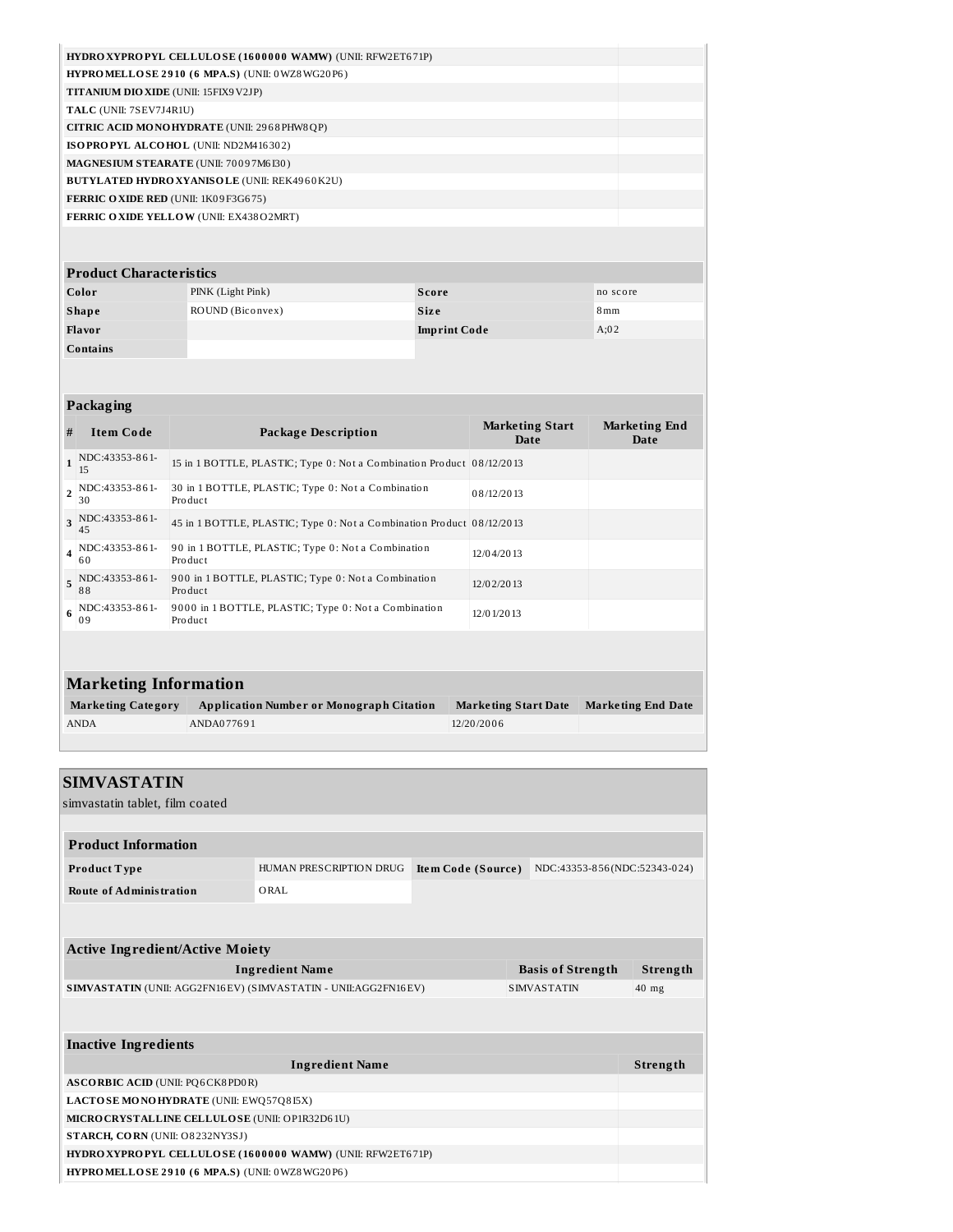| | |
|---|---|
| **HYDROXYPROPYL CELLULOSE (1600000 WAMW)** (UNII: RFW2ET671P) | |
| **HYPROMELLOSE 2910 (6 MPA.S)** (UNII: 0WZ8WG20P6) | |
| **TITANIUM DIOXIDE** (UNII: 15FIX9V2JP) | |
| **TALC** (UNII: 7SEV7J4R1U) | |
| **CITRIC ACID MONOHYDRATE** (UNII: 2968PHW8QP) | |
| **ISOPROPYL ALCOHOL** (UNII: ND2M416302) | |
| **MAGNESIUM STEARATE** (UNII: 70097M6I30) | |
| **BUTYLATED HYDROXYANISOLE** (UNII: REK4960K2U) | |
| **FERRIC OXIDE RED** (UNII: 1K09F3G675) | |
| **FERRIC OXIDE YELLOW** (UNII: EX438O2MRT) | |

| Product Characteristics | | | |
|---|---|---|---|
| **Color** | PINK (Light Pink) | **Score** | no score |
| **Shape** | ROUND (Biconvex) | **Size** | 8mm |
| **Flavor** | | **Imprint Code** | A;02 |
| **Contains** | | | |

**Packaging**

| # | Item Code | Package Description | Marketing Start Date | Marketing End Date |
|---|---|---|---|---|
| 1 | NDC:43353-861-15 | 15 in 1 BOTTLE, PLASTIC; Type 0: Not a Combination Product | 08/12/2013 | |
| 2 | NDC:43353-861-30 | 30 in 1 BOTTLE, PLASTIC; Type 0: Not a Combination Product | 08/12/2013 | |
| 3 | NDC:43353-861-45 | 45 in 1 BOTTLE, PLASTIC; Type 0: Not a Combination Product | 08/12/2013 | |
| 4 | NDC:43353-861-60 | 90 in 1 BOTTLE, PLASTIC; Type 0: Not a Combination Product | 12/04/2013 | |
| 5 | NDC:43353-861-88 | 900 in 1 BOTTLE, PLASTIC; Type 0: Not a Combination Product | 12/02/2013 | |
| 6 | NDC:43353-861-09 | 9000 in 1 BOTTLE, PLASTIC; Type 0: Not a Combination Product | 12/01/2013 | |

**Marketing Information**

| Marketing Category | Application Number or Monograph Citation | Marketing Start Date | Marketing End Date |
|---|---|---|---|
| ANDA | ANDA077691 | 12/20/2006 | |

## SIMVASTATIN

simvastatin tablet, film coated

| Product Information | | | |
|---|---|---|---|
| **Product Type** | HUMAN PRESCRIPTION DRUG | **Item Code (Source)** | NDC:43353-856(NDC:52343-024) |
| **Route of Administration** | ORAL | | |

**Active Ingredient/Active Moiety**

| Ingredient Name | Basis of Strength | Strength |
|---|---|---|
| **SIMVASTATIN** (UNII: AGG2FN16EV) (SIMVASTATIN - UNII:AGG2FN16EV) | SIMVASTATIN | 40 mg |

**Inactive Ingredients**

| Ingredient Name | Strength |
|---|---|
| **ASCORBIC ACID** (UNII: PQ6CK8PD0R) | |
| **LACTOSE MONOHYDRATE** (UNII: EWQ57Q8I5X) | |
| **MICROCRYSTALLINE CELLULOSE** (UNII: OP1R32D61U) | |
| **STARCH, CORN** (UNII: O8232NY3SJ) | |
| **HYDROXYPROPYL CELLULOSE (1600000 WAMW)** (UNII: RFW2ET671P) | |
| **HYPROMELLOSE 2910 (6 MPA.S)** (UNII: 0WZ8WG20P6) | |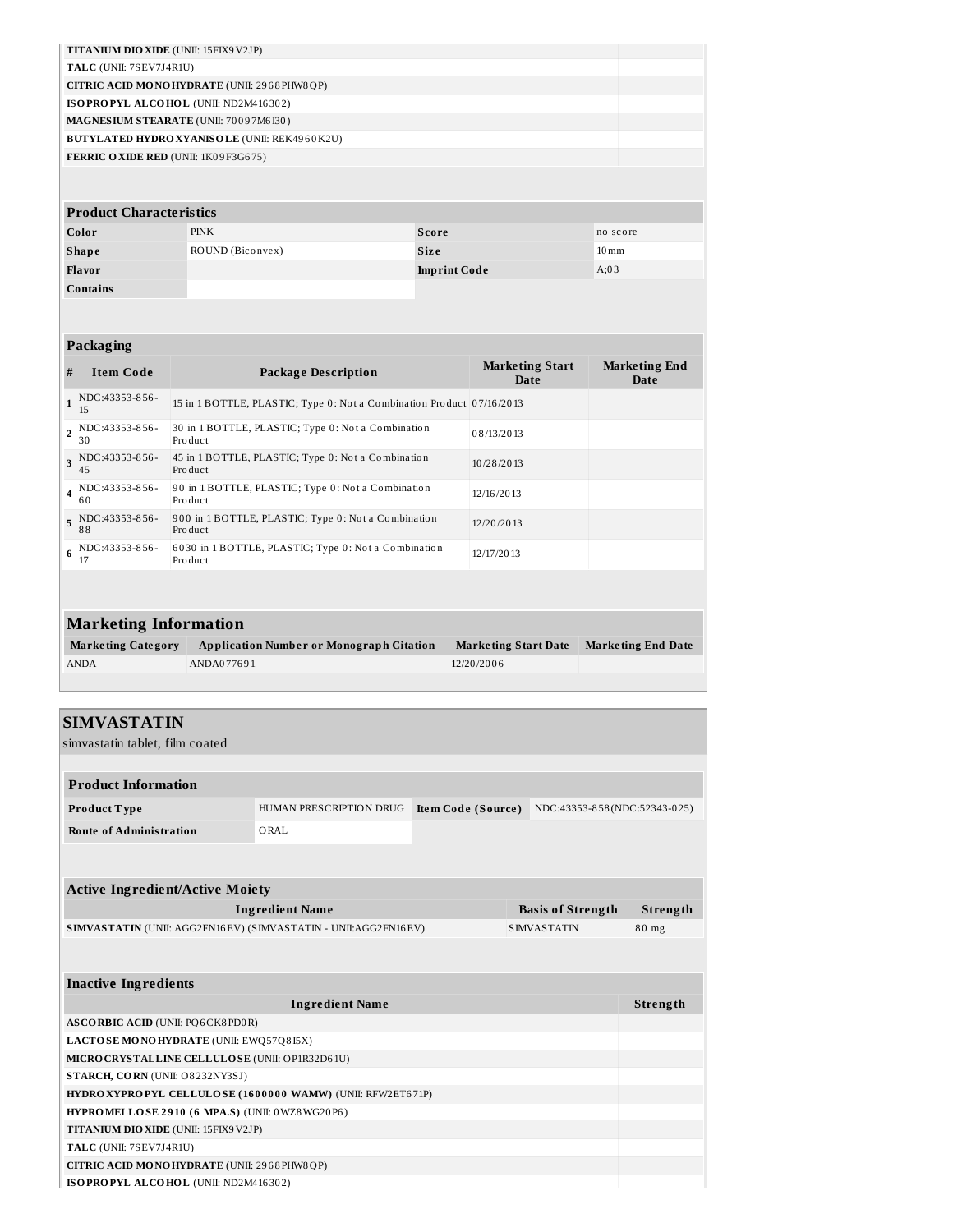| | |
|---|---|
| **TITANIUM DIOXIDE** (UNII: 15FIX9V2JP) | |
| **TALC** (UNII: 7SEV7J4R1U) | |
| **CITRIC ACID MONOHYDRATE** (UNII: 2968PHW8QP) | |
| **ISOPROPYL ALCOHOL** (UNII: ND2M416302) | |
| **MAGNESIUM STEARATE** (UNII: 70097M6I30) | |
| **BUTYLATED HYDROXYANISOLE** (UNII: REK4960K2U) | |
| **FERRIC OXIDE RED** (UNII: 1K09F3G675) | |

**Product Characteristics**

| | | | |
|---|---|---|---|
| **Color** | PINK | **Score** | no score |
| **Shape** | ROUND (Biconvex) | **Size** | 10mm |
| **Flavor** | | **Imprint Code** | A;03 |
| **Contains** | | | |

**Packaging**

| # | Item Code | Package Description | Marketing Start Date | Marketing End Date |
|---|---|---|---|---|
| 1 | NDC:43353-856-15 | 15 in 1 BOTTLE, PLASTIC; Type 0: Not a Combination Product | 07/16/2013 | |
| 2 | NDC:43353-856-30 | 30 in 1 BOTTLE, PLASTIC; Type 0: Not a Combination Product | 08/13/2013 | |
| 3 | NDC:43353-856-45 | 45 in 1 BOTTLE, PLASTIC; Type 0: Not a Combination Product | 10/28/2013 | |
| 4 | NDC:43353-856-60 | 90 in 1 BOTTLE, PLASTIC; Type 0: Not a Combination Product | 12/16/2013 | |
| 5 | NDC:43353-856-88 | 900 in 1 BOTTLE, PLASTIC; Type 0: Not a Combination Product | 12/20/2013 | |
| 6 | NDC:43353-856-17 | 6030 in 1 BOTTLE, PLASTIC; Type 0: Not a Combination Product | 12/17/2013 | |

## Marketing Information

| Marketing Category | Application Number or Monograph Citation | Marketing Start Date | Marketing End Date |
|---|---|---|---|
| ANDA | ANDA077691 | 12/20/2006 | |

## SIMVASTATIN

simvastatin tablet, film coated

**Product Information**

| | | | |
|---|---|---|---|
| **Product Type** | HUMAN PRESCRIPTION DRUG | **Item Code (Source)** | NDC:43353-858(NDC:52343-025) |
| **Route of Administration** | ORAL | | |

**Active Ingredient/Active Moiety**

| Ingredient Name | Basis of Strength | Strength |
|---|---|---|
| **SIMVASTATIN** (UNII: AGG2FN16EV) (SIMVASTATIN - UNII:AGG2FN16EV) | SIMVASTATIN | 80 mg |

**Inactive Ingredients**

| Ingredient Name | Strength |
|---|---|
| **ASCORBIC ACID** (UNII: PQ6CK8PD0R) | |
| **LACTOSE MONOHYDRATE** (UNII: EWQ57Q8I5X) | |
| **MICROCRYSTALLINE CELLULOSE** (UNII: OP1R32D61U) | |
| **STARCH, CORN** (UNII: O8232NY3SJ) | |
| **HYDROXYPROPYL CELLULOSE (1600000 WAMW)** (UNII: RFW2ET671P) | |
| **HYPROMELLOSE 2910 (6 MPA.S)** (UNII: 0WZ8WG20P6) | |
| **TITANIUM DIOXIDE** (UNII: 15FIX9V2JP) | |
| **TALC** (UNII: 7SEV7J4R1U) | |
| **CITRIC ACID MONOHYDRATE** (UNII: 2968PHW8QP) | |
| **ISOPROPYL ALCOHOL** (UNII: ND2M416302) | |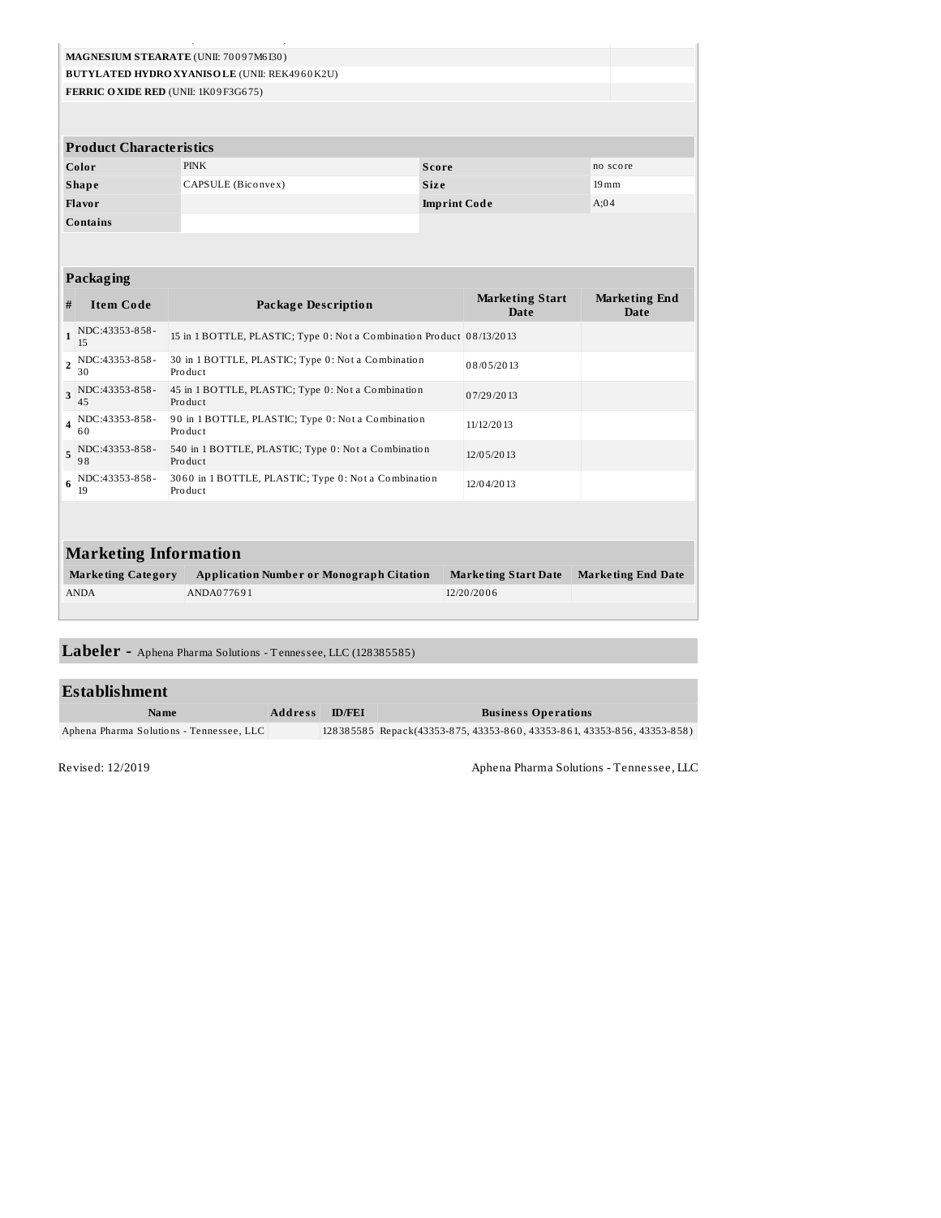| | |
|---|---|
| **MAGNESIUM STEARATE** (UNII: 70097M6I30) | |
| **BUTYLATED HYDROXYANISOLE** (UNII: REK4960K2U) | |
| **FERRIC OXIDE RED** (UNII: 1K09F3G675) | |

| Product Characteristics | | | |
|---|---|---|---|
| **Color** | PINK | **Score** | no score |
| **Shape** | CAPSULE (Biconvex) | **Size** | 19mm |
| **Flavor** | | **Imprint Code** | A;04 |
| **Contains** | | | |

**Packaging**

| # | Item Code | Package Description | Marketing Start Date | Marketing End Date |
|---|---|---|---|---|
| 1 | NDC:43353-858-15 | 15 in 1 BOTTLE, PLASTIC; Type 0: Not a Combination Product | 08/13/2013 | |
| 2 | NDC:43353-858-30 | 30 in 1 BOTTLE, PLASTIC; Type 0: Not a Combination Product | 08/05/2013 | |
| 3 | NDC:43353-858-45 | 45 in 1 BOTTLE, PLASTIC; Type 0: Not a Combination Product | 07/29/2013 | |
| 4 | NDC:43353-858-60 | 90 in 1 BOTTLE, PLASTIC; Type 0: Not a Combination Product | 11/12/2013 | |
| 5 | NDC:43353-858-98 | 540 in 1 BOTTLE, PLASTIC; Type 0: Not a Combination Product | 12/05/2013 | |
| 6 | NDC:43353-858-19 | 3060 in 1 BOTTLE, PLASTIC; Type 0: Not a Combination Product | 12/04/2013 | |

**Marketing Information**

| Marketing Category | Application Number or Monograph Citation | Marketing Start Date | Marketing End Date |
|---|---|---|---|
| ANDA | ANDA077691 | 12/20/2006 | |

## Labeler - Aphena Pharma Solutions - Tennessee, LLC (128385585)

## Establishment

| Name | Address | ID/FEI | Business Operations |
|---|---|---|---|
| Aphena Pharma Solutions - Tennessee, LLC | | 128385585 | Repack(43353-875, 43353-860, 43353-861, 43353-856, 43353-858) |

Revised: 12/2019

Aphena Pharma Solutions - Tennessee, LLC